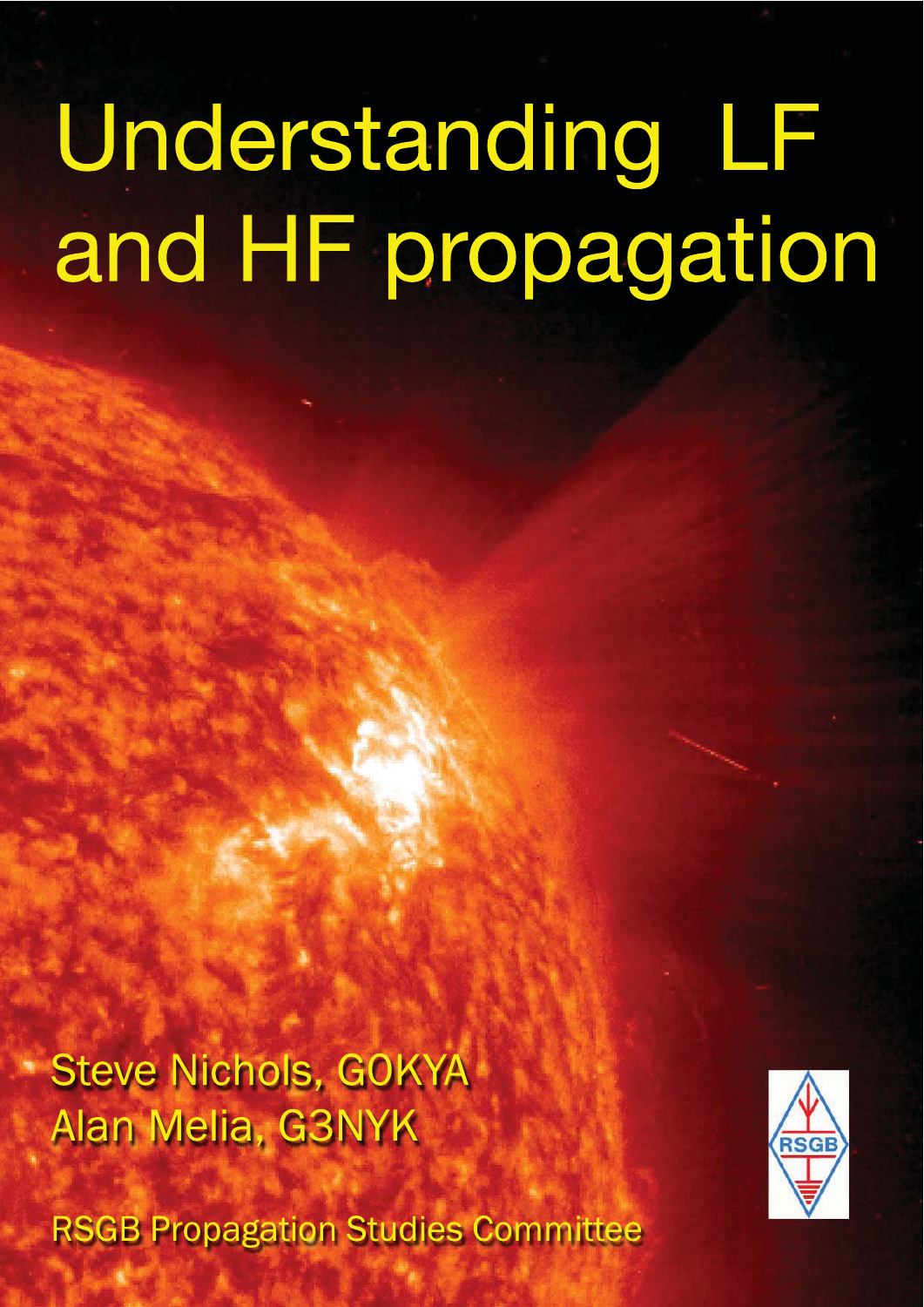# Understanding LF and HF propagation

Steve Nichols, G0KYA

Alan Melia, G3NYK

RSGB Propagation Studies Committee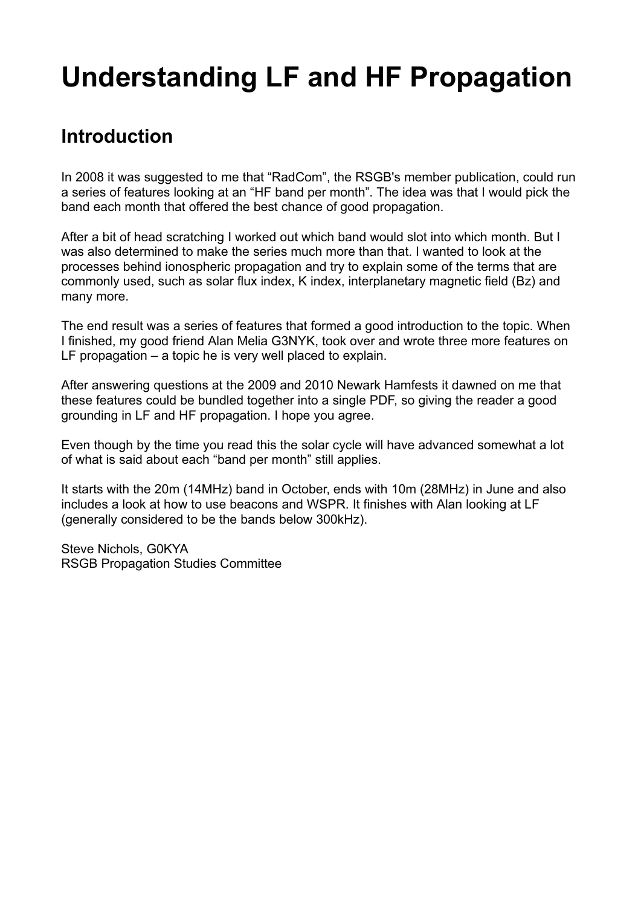# Understanding LF and HF Propagation

## Introduction

In 2008 it was suggested to me that “RadCom”, the RSGB's member publication, could run a series of features looking at an “HF band per month”. The idea was that I would pick the band each month that offered the best chance of good propagation.

After a bit of head scratching I worked out which band would slot into which month. But I was also determined to make the series much more than that. I wanted to look at the processes behind ionospheric propagation and try to explain some of the terms that are commonly used, such as solar flux index, K index, interplanetary magnetic field (Bz) and many more.

The end result was a series of features that formed a good introduction to the topic. When I finished, my good friend Alan Melia G3NYK, took over and wrote three more features on LF propagation – a topic he is very well placed to explain.

After answering questions at the 2009 and 2010 Newark Hamfests it dawned on me that these features could be bundled together into a single PDF, so giving the reader a good grounding in LF and HF propagation. I hope you agree.

Even though by the time you read this the solar cycle will have advanced somewhat a lot of what is said about each “band per month” still applies.

It starts with the 20m (14MHz) band in October, ends with 10m (28MHz) in June and also includes a look at how to use beacons and WSPR. It finishes with Alan looking at LF (generally considered to be the bands below 300kHz).

Steve Nichols, G0KYA
RSGB Propagation Studies Committee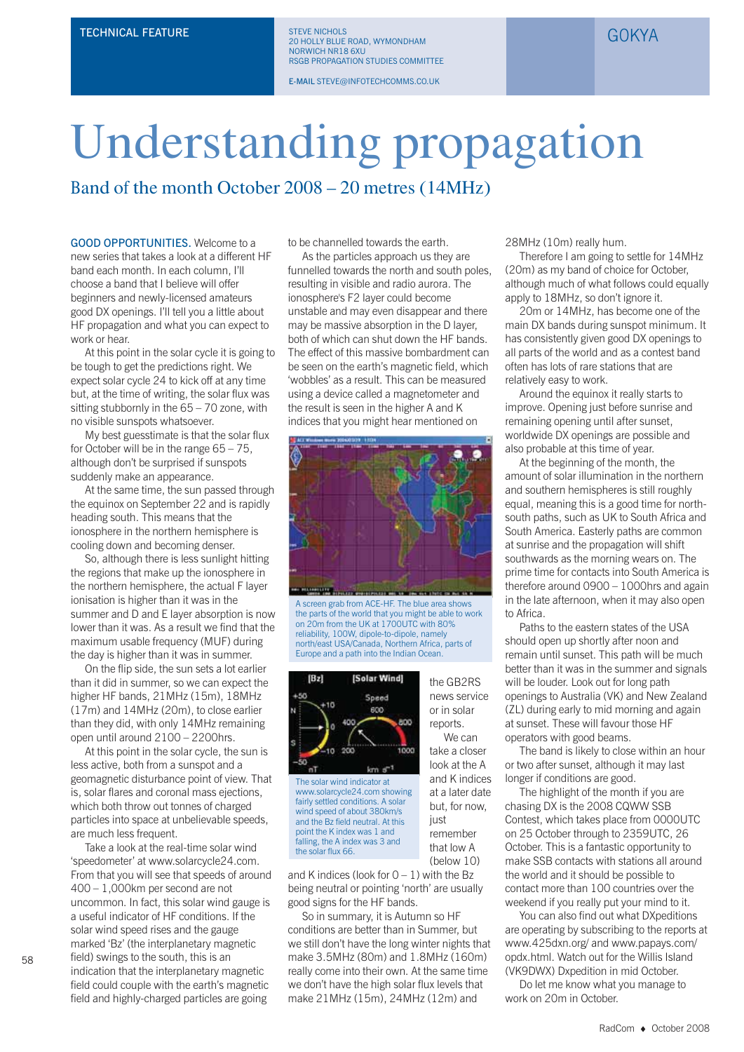TECHNICAL FEATURE

STEVE NICHOLS
20 HOLLY BLUE ROAD, WYMONDHAM
NORWICH NR18 6XU
RSGB PROPAGATION STUDIES COMMITTEE

E-MAIL STEVE@INFOTECHCOMMS.CO.UK

G0KYA

# Understanding propagation

## Band of the month October 2008 – 20 metres (14MHz)

**GOOD OPPORTUNITIES.** Welcome to a new series that takes a look at a different HF band each month. In each column, I'll choose a band that I believe will offer beginners and newly-licensed amateurs good DX openings. I'll tell you a little about HF propagation and what you can expect to work or hear.

At this point in the solar cycle it is going to be tough to get the predictions right. We expect solar cycle 24 to kick off at any time but, at the time of writing, the solar flux was sitting stubbornly in the 65 – 70 zone, with no visible sunspots whatsoever.

My best guesstimate is that the solar flux for October will be in the range 65 – 75, although don't be surprised if sunspots suddenly make an appearance.

At the same time, the sun passed through the equinox on September 22 and is rapidly heading south. This means that the ionosphere in the northern hemisphere is cooling down and becoming denser.

So, although there is less sunlight hitting the regions that make up the ionosphere in the northern hemisphere, the actual F layer ionisation is higher than it was in the summer and D and E layer absorption is now lower than it was. As a result we find that the maximum usable frequency (MUF) during the day is higher than it was in summer.

On the flip side, the sun sets a lot earlier than it did in summer, so we can expect the higher HF bands, 21MHz (15m), 18MHz (17m) and 14MHz (20m), to close earlier than they did, with only 14MHz remaining open until around 2100 – 2200hrs.

At this point in the solar cycle, the sun is less active, both from a sunspot and a geomagnetic disturbance point of view. That is, solar flares and coronal mass ejections, which both throw out tonnes of charged particles into space at unbelievable speeds, are much less frequent.

Take a look at the real-time solar wind 'speedometer' at www.solarcycle24.com. From that you will see that speeds of around 400 – 1,000km per second are not uncommon. In fact, this solar wind gauge is a useful indicator of HF conditions. If the solar wind speed rises and the gauge marked 'Bz' (the interplanetary magnetic field) swings to the south, this is an indication that the interplanetary magnetic field could couple with the earth's magnetic field and highly-charged particles are going to be channelled towards the earth.

As the particles approach us they are funnelled towards the north and south poles, resulting in visible and radio aurora. The ionosphere's F2 layer could become unstable and may even disappear and there may be massive absorption in the D layer, both of which can shut down the HF bands. The effect of this massive bombardment can be seen on the earth's magnetic field, which 'wobbles' as a result. This can be measured using a device called a magnetometer and the result is seen in the higher A and K indices that you might hear mentioned on the GB2RS news service or in solar reports.

A screen grab from ACE-HF. The blue area shows the parts of the world that you might be able to work on 20m from the UK at 1700UTC with 80% reliability, 100W, dipole-to-dipole, namely north/east USA/Canada, Northern Africa, parts of Europe and a path into the Indian Ocean.

The solar wind indicator at www.solarcycle24.com showing fairly settled conditions. A solar wind speed of about 380km/s and the Bz field neutral. At this point the K index was 1 and falling, the A index was 3 and the solar flux 66.

We can take a closer look at the A and K indices at a later date but, for now, just remember that low A (below 10) and K indices (look for 0 – 1) with the Bz being neutral or pointing 'north' are usually good signs for the HF bands.

So in summary, it is Autumn so HF conditions are better than in Summer, but we still don't have the long winter nights that make 3.5MHz (80m) and 1.8MHz (160m) really come into their own. At the same time we don't have the high solar flux levels that make 21MHz (15m), 24MHz (12m) and 28MHz (10m) really hum.

Therefore I am going to settle for 14MHz (20m) as my band of choice for October, although much of what follows could equally apply to 18MHz, so don't ignore it.

20m or 14MHz, has become one of the main DX bands during sunspot minimum. It has consistently given good DX openings to all parts of the world and as a contest band often has lots of rare stations that are relatively easy to work.

Around the equinox it really starts to improve. Opening just before sunrise and remaining opening until after sunset, worldwide DX openings are possible and also probable at this time of year.

At the beginning of the month, the amount of solar illumination in the northern and southern hemispheres is still roughly equal, meaning this is a good time for north-south paths, such as UK to South Africa and South America. Easterly paths are common at sunrise and the propagation will shift southwards as the morning wears on. The prime time for contacts into South America is therefore around 0900 – 1000hrs and again in the late afternoon, when it may also open to Africa.

Paths to the eastern states of the USA should open up shortly after noon and remain until sunset. This path will be much better than it was in the summer and signals will be louder. Look out for long path openings to Australia (VK) and New Zealand (ZL) during early to mid morning and again at sunset. These will favour those HF operators with good beams.

The band is likely to close within an hour or two after sunset, although it may last longer if conditions are good.

The highlight of the month if you are chasing DX is the 2008 CQWW SSB Contest, which takes place from 0000UTC on 25 October through to 2359UTC, 26 October. This is a fantastic opportunity to make SSB contacts with stations all around the world and it should be possible to contact more than 100 countries over the weekend if you really put your mind to it.

You can also find out what DXpeditions are operating by subscribing to the reports at www.425dxn.org/ and www.papays.com/opdx.html. Watch out for the Willis Island (VK9DWX) Dxpedition in mid October.

Do let me know what you manage to work on 20m in October.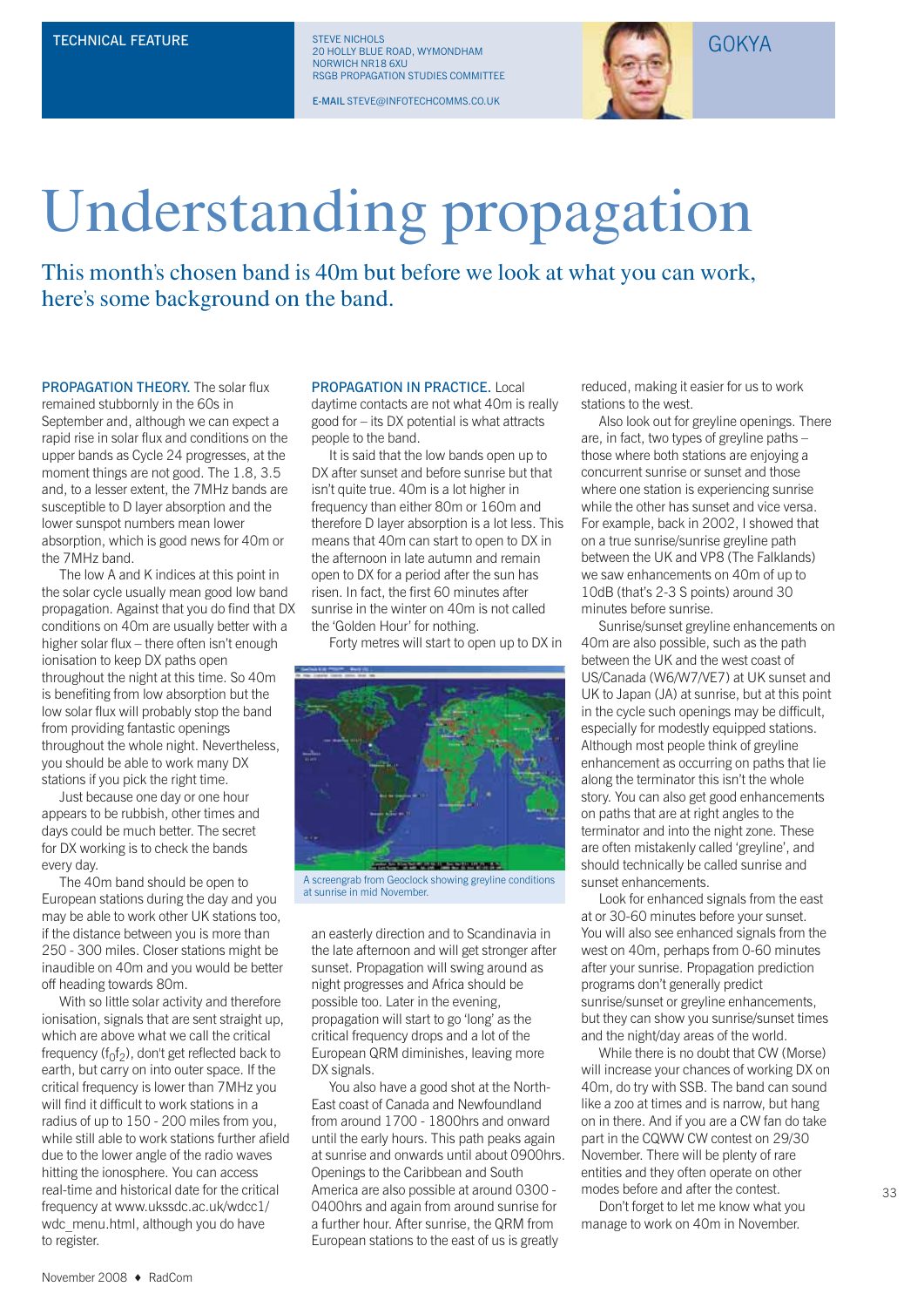TECHNICAL FEATURE

STEVE NICHOLS
20 HOLLY BLUE ROAD, WYMONDHAM
NORWICH NR18 6XU
RSGB PROPAGATION STUDIES COMMITTEE

E-MAIL STEVE@INFOTECHCOMMS.CO.UK

G0KYA

# Understanding propagation

## This month's chosen band is 40m but before we look at what you can work, here's some background on the band.

**PROPAGATION THEORY.** The solar flux remained stubbornly in the 60s in September and, although we can expect a rapid rise in solar flux and conditions on the upper bands as Cycle 24 progresses, at the moment things are not good. The 1.8, 3.5 and, to a lesser extent, the 7MHz bands are susceptible to D layer absorption and the lower sunspot numbers mean lower absorption, which is good news for 40m or the 7MHz band.

The low A and K indices at this point in the solar cycle usually mean good low band propagation. Against that you do find that DX conditions on 40m are usually better with a higher solar flux – there often isn't enough ionisation to keep DX paths open throughout the night at this time. So 40m is benefiting from low absorption but the low solar flux will probably stop the band from providing fantastic openings throughout the whole night. Nevertheless, you should be able to work many DX stations if you pick the right time.

Just because one day or one hour appears to be rubbish, other times and days could be much better. The secret for DX working is to check the bands every day.

The 40m band should be open to European stations during the day and you may be able to work other UK stations too, if the distance between you is more than 250 - 300 miles. Closer stations might be inaudible on 40m and you would be better off heading towards 80m.

With so little solar activity and therefore ionisation, signals that are sent straight up, which are above what we call the critical frequency ($f_0f_2$), don't get reflected back to earth, but carry on into outer space. If the critical frequency is lower than 7MHz you will find it difficult to work stations in a radius of up to 150 - 200 miles from you, while still able to work stations further afield due to the lower angle of the radio waves hitting the ionosphere. You can access real-time and historical date for the critical frequency at www.ukssdc.ac.uk/wdcc1/wdc_menu.html, although you do have to register.

**PROPAGATION IN PRACTICE.** Local daytime contacts are not what 40m is really good for – its DX potential is what attracts people to the band.

It is said that the low bands open up to DX after sunset and before sunrise but that isn't quite true. 40m is a lot higher in frequency than either 80m or 160m and therefore D layer absorption is a lot less. This means that 40m can start to open to DX in the afternoon in late autumn and remain open to DX for a period after the sun has risen. In fact, the first 60 minutes after sunrise in the winter on 40m is not called the 'Golden Hour' for nothing.

Forty metres will start to open up to DX in an easterly direction and to Scandinavia in the late afternoon and will get stronger after sunset. Propagation will swing around as night progresses and Africa should be possible too. Later in the evening, propagation will start to go 'long' as the critical frequency drops and a lot of the European QRM diminishes, leaving more DX signals.

A screengrab from Geoclock showing greyline conditions at sunrise in mid November.

You also have a good shot at the North-East coast of Canada and Newfoundland from around 1700 - 1800hrs and onward until the early hours. This path peaks again at sunrise and onwards until about 0900hrs. Openings to the Caribbean and South America are also possible at around 0300 - 0400hrs and again from around sunrise for a further hour. After sunrise, the QRM from European stations to the east of us is greatly reduced, making it easier for us to work stations to the west.

Also look out for greyline openings. There are, in fact, two types of greyline paths – those where both stations are enjoying a concurrent sunrise or sunset and those where one station is experiencing sunrise while the other has sunset and vice versa. For example, back in 2002, I showed that on a true sunrise/sunrise greyline path between the UK and VP8 (The Falklands) we saw enhancements on 40m of up to 10dB (that's 2-3 S points) around 30 minutes before sunrise.

Sunrise/sunset greyline enhancements on 40m are also possible, such as the path between the UK and the west coast of US/Canada (W6/W7/VE7) at UK sunset and UK to Japan (JA) at sunrise, but at this point in the cycle such openings may be difficult, especially for modestly equipped stations. Although most people think of greyline enhancement as occurring on paths that lie along the terminator this isn't the whole story. You can also get good enhancements on paths that are at right angles to the terminator and into the night zone. These are often mistakenly called 'greyline', and should technically be called sunrise and sunset enhancements.

Look for enhanced signals from the east at or 30-60 minutes before your sunset. You will also see enhanced signals from the west on 40m, perhaps from 0-60 minutes after your sunrise. Propagation prediction programs don't generally predict sunrise/sunset or greyline enhancements, but they can show you sunrise/sunset times and the night/day areas of the world.

While there is no doubt that CW (Morse) will increase your chances of working DX on 40m, do try with SSB. The band can sound like a zoo at times and is narrow, but hang on in there. And if you are a CW fan do take part in the CQWW CW contest on 29/30 November. There will be plenty of rare entities and they often operate on other modes before and after the contest.

Don't forget to let me know what you manage to work on 40m in November.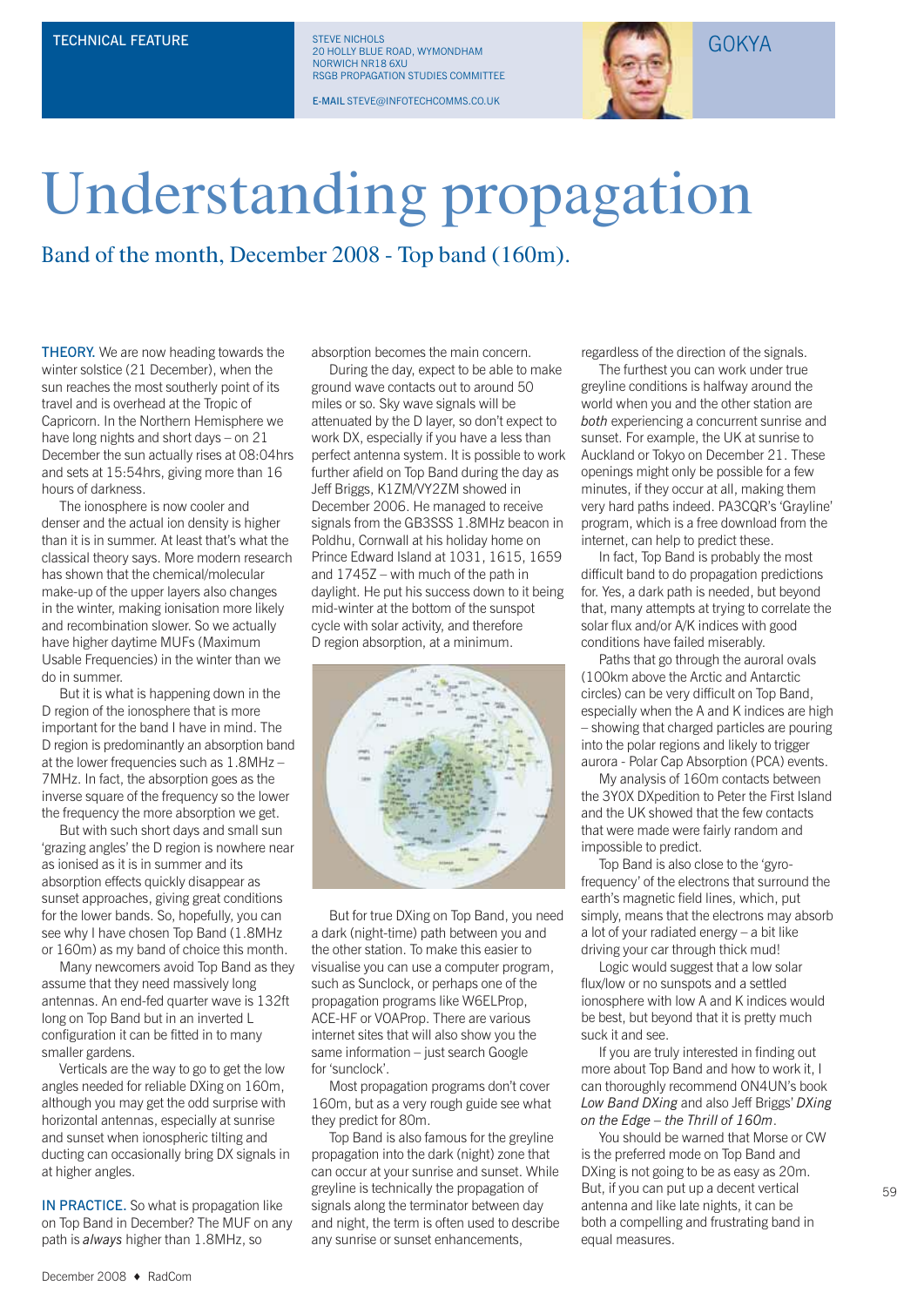TECHNICAL FEATURE

STEVE NICHOLS
20 HOLLY BLUE ROAD, WYMONDHAM
NORWICH NR18 6XU
RSGB PROPAGATION STUDIES COMMITTEE

E-MAIL STEVE@INFOTECHCOMMS.CO.UK

G0KYA

# Understanding propagation

## Band of the month, December 2008 - Top band (160m).

**THEORY.** We are now heading towards the winter solstice (21 December), when the sun reaches the most southerly point of its travel and is overhead at the Tropic of Capricorn. In the Northern Hemisphere we have long nights and short days – on 21 December the sun actually rises at 08:04hrs and sets at 15:54hrs, giving more than 16 hours of darkness.

The ionosphere is now cooler and denser and the actual ion density is higher than it is in summer. At least that's what the classical theory says. More modern research has shown that the chemical/molecular make-up of the upper layers also changes in the winter, making ionisation more likely and recombination slower. So we actually have higher daytime MUFs (Maximum Usable Frequencies) in the winter than we do in summer.

But it is what is happening down in the D region of the ionosphere that is more important for the band I have in mind. The D region is predominantly an absorption band at the lower frequencies such as 1.8MHz – 7MHz. In fact, the absorption goes as the inverse square of the frequency so the lower the frequency the more absorption we get.

But with such short days and small sun 'grazing angles' the D region is nowhere near as ionised as it is in summer and its absorption effects quickly disappear as sunset approaches, giving great conditions for the lower bands. So, hopefully, you can see why I have chosen Top Band (1.8MHz or 160m) as my band of choice this month.

Many newcomers avoid Top Band as they assume that they need massively long antennas. An end-fed quarter wave is 132ft long on Top Band but in an inverted L configuration it can be fitted in to many smaller gardens.

Verticals are the way to go to get the low angles needed for reliable DXing on 160m, although you may get the odd surprise with horizontal antennas, especially at sunrise and sunset when ionospheric tilting and ducting can occasionally bring DX signals in at higher angles.

**IN PRACTICE.** So what is propagation like on Top Band in December? The MUF on any path is *always* higher than 1.8MHz, so absorption becomes the main concern.

During the day, expect to be able to make ground wave contacts out to around 50 miles or so. Sky wave signals will be attenuated by the D layer, so don't expect to work DX, especially if you have a less than perfect antenna system. It is possible to work further afield on Top Band during the day as Jeff Briggs, K1ZM/VY2ZM showed in December 2006. He managed to receive signals from the GB3SSS 1.8MHz beacon in Poldhu, Cornwall at his holiday home on Prince Edward Island at 1031, 1615, 1659 and 1745Z – with much of the path in daylight. He put his success down to it being mid-winter at the bottom of the sunspot cycle with solar activity, and therefore D region absorption, at a minimum.

But for true DXing on Top Band, you need a dark (night-time) path between you and the other station. To make this easier to visualise you can use a computer program, such as Sunclock, or perhaps one of the propagation programs like W6ELProp, ACE-HF or VOAProp. There are various internet sites that will also show you the same information – just search Google for 'sunclock'.

Most propagation programs don't cover 160m, but as a very rough guide see what they predict for 80m.

Top Band is also famous for the greyline propagation into the dark (night) zone that can occur at your sunrise and sunset. While greyline is technically the propagation of signals along the terminator between day and night, the term is often used to describe any sunrise or sunset enhancements, regardless of the direction of the signals.

The furthest you can work under true greyline conditions is halfway around the world when you and the other station are *both* experiencing a concurrent sunrise and sunset. For example, the UK at sunrise to Auckland or Tokyo on December 21. These openings might only be possible for a few minutes, if they occur at all, making them very hard paths indeed. PA3CQR's 'Grayline' program, which is a free download from the internet, can help to predict these.

In fact, Top Band is probably the most difficult band to do propagation predictions for. Yes, a dark path is needed, but beyond that, many attempts at trying to correlate the solar flux and/or A/K indices with good conditions have failed miserably.

Paths that go through the auroral ovals (100km above the Arctic and Antarctic circles) can be very difficult on Top Band, especially when the A and K indices are high – showing that charged particles are pouring into the polar regions and likely to trigger aurora - Polar Cap Absorption (PCA) events.

My analysis of 160m contacts between the 3Y0X DXpedition to Peter the First Island and the UK showed that the few contacts that were made were fairly random and impossible to predict.

Top Band is also close to the 'gyro-frequency' of the electrons that surround the earth's magnetic field lines, which, put simply, means that the electrons may absorb a lot of your radiated energy – a bit like driving your car through thick mud!

Logic would suggest that a low solar flux/low or no sunspots and a settled ionosphere with low A and K indices would be best, but beyond that it is pretty much suck it and see.

If you are truly interested in finding out more about Top Band and how to work it, I can thoroughly recommend ON4UN's book *Low Band DXing* and also Jeff Briggs' *DXing on the Edge – the Thrill of 160m*.

You should be warned that Morse or CW is the preferred mode on Top Band and DXing is not going to be as easy as 20m. But, if you can put up a decent vertical antenna and like late nights, it can be both a compelling and frustrating band in equal measures.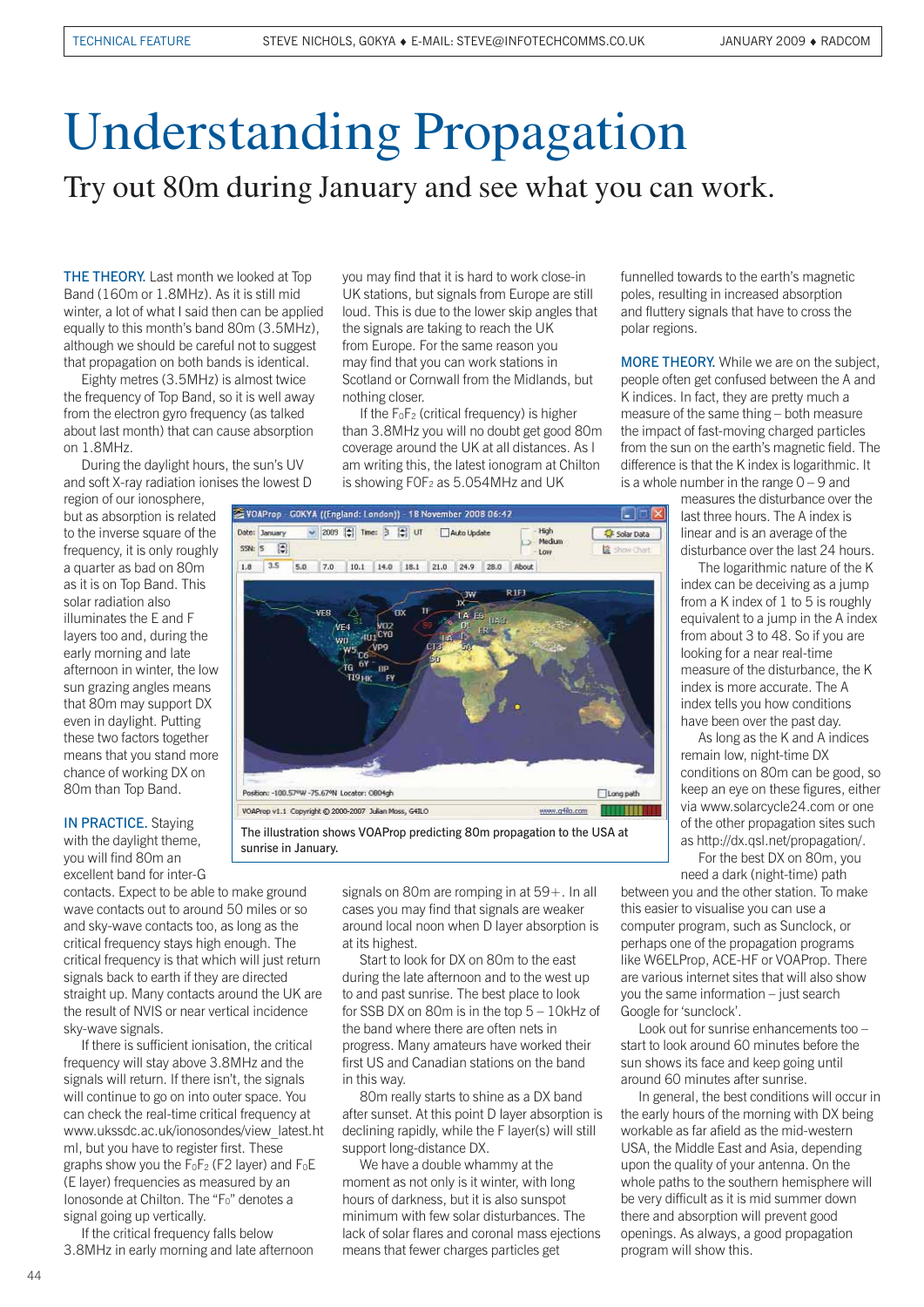# Understanding Propagation

## Try out 80m during January and see what you can work.

**THE THEORY.** Last month we looked at Top Band (160m or 1.8MHz). As it is still mid winter, a lot of what I said then can be applied equally to this month's band 80m (3.5MHz), although we should be careful not to suggest that propagation on both bands is identical.

Eighty metres (3.5MHz) is almost twice the frequency of Top Band, so it is well away from the electron gyro frequency (as talked about last month) that can cause absorption on 1.8MHz.

During the daylight hours, the sun's UV and soft X-ray radiation ionises the lowest D region of our ionosphere, but as absorption is related to the inverse square of the frequency, it is only roughly a quarter as bad on 80m as it is on Top Band. This solar radiation also illuminates the E and F layers too and, during the early morning and late afternoon in winter, the low sun grazing angles means that 80m may support DX even in daylight. Putting these two factors together means that you stand more chance of working DX on 80m than Top Band.

**IN PRACTICE.** Staying with the daylight theme, you will find 80m an excellent band for inter-G contacts. Expect to be able to make ground wave contacts out to around 50 miles or so and sky-wave contacts too, as long as the critical frequency stays high enough. The critical frequency is that which will just return signals back to earth if they are directed straight up. Many contacts around the UK are the result of NVIS or near vertical incidence sky-wave signals.

If there is sufficient ionisation, the critical frequency will stay above 3.8MHz and the signals will return. If there isn't, the signals will continue to go on into outer space. You can check the real-time critical frequency at www.ukssdc.ac.uk/ionosondes/view_latest.html, but you have to register first. These graphs show you the $F_0F_2$ (F2 layer) and $F_0E$ (E layer) frequencies as measured by an Ionosonde at Chilton. The "$F_0$" denotes a signal going up vertically.

If the critical frequency falls below 3.8MHz in early morning and late afternoon you may find that it is hard to work close-in UK stations, but signals from Europe are still loud. This is due to the lower skip angles that the signals are taking to reach the UK from Europe. For the same reason you may find that you can work stations in Scotland or Cornwall from the Midlands, but nothing closer.

If the $F_0F_2$ (critical frequency) is higher than 3.8MHz you will no doubt get good 80m coverage around the UK at all distances. As I am writing this, the latest ionogram at Chilton is showing FOF2 as 5.054MHz and UK signals on 80m are romping in at 59+. In all cases you may find that signals are weaker around local noon when D layer absorption is at its highest.

Start to look for DX on 80m to the east during the late afternoon and to the west up to and past sunrise. The best place to look for SSB DX on 80m is in the top 5 – 10kHz of the band where there are often nets in progress. Many amateurs have worked their first US and Canadian stations on the band in this way.

80m really starts to shine as a DX band after sunset. At this point D layer absorption is declining rapidly, while the F layer(s) will still support long-distance DX.

We have a double whammy at the moment as not only is it winter, with long hours of darkness, but it is also sunspot minimum with few solar disturbances. The lack of solar flares and coronal mass ejections means that fewer charges particles get funnelled towards to the earth's magnetic poles, resulting in increased absorption and fluttery signals that have to cross the polar regions.

The illustration shows VOAProp predicting 80m propagation to the USA at sunrise in January.

**MORE THEORY.** While we are on the subject, people often get confused between the A and K indices. In fact, they are pretty much a measure of the same thing – both measure the impact of fast-moving charged particles from the sun on the earth's magnetic field. The difference is that the K index is logarithmic. It is a whole number in the range 0 – 9 and measures the disturbance over the last three hours. The A index is linear and is an average of the disturbance over the last 24 hours.

The logarithmic nature of the K index can be deceiving as a jump from a K index of 1 to 5 is roughly equivalent to a jump in the A index from about 3 to 48. So if you are looking for a near real-time measure of the disturbance, the K index is more accurate. The A index tells you how conditions have been over the past day.

As long as the K and A indices remain low, night-time DX conditions on 80m can be good, so keep an eye on these figures, either via www.solarcycle24.com or one of the other propagation sites such as http://dx.qsl.net/propagation/.

For the best DX on 80m, you need a dark (night-time) path between you and the other station. To make this easier to visualise you can use a computer program, such as Sunclock, or perhaps one of the propagation programs like W6ELProp, ACE-HF or VOAProp. There are various internet sites that will also show you the same information – just search Google for 'sunclock'.

Look out for sunrise enhancements too – start to look around 60 minutes before the sun shows its face and keep going until around 60 minutes after sunrise.

In general, the best conditions will occur in the early hours of the morning with DX being workable as far afield as the mid-western USA, the Middle East and Asia, depending upon the quality of your antenna. On the whole paths to the southern hemisphere will be very difficult as it is mid summer down there and absorption will prevent good openings. As always, a good propagation program will show this.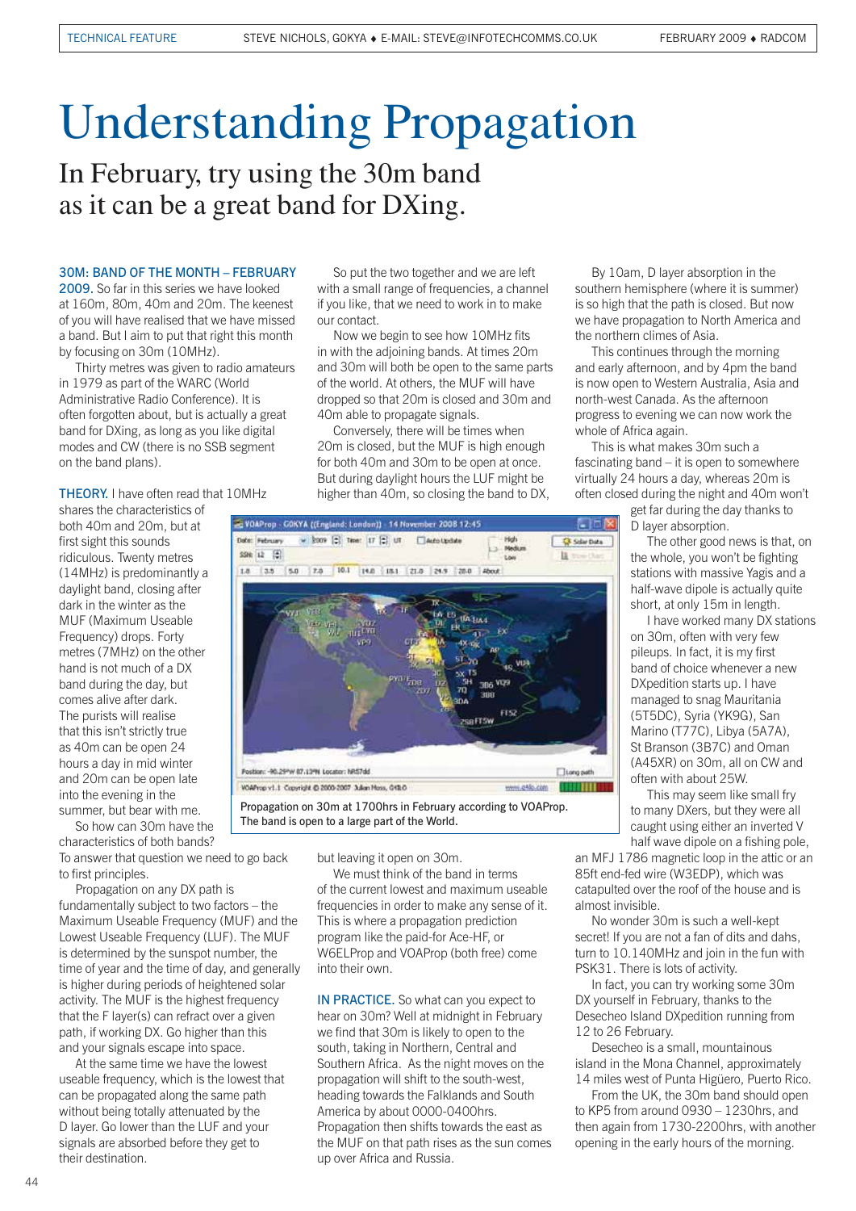# Understanding Propagation

## In February, try using the 30m band as it can be a great band for DXing.

**30M: BAND OF THE MONTH – FEBRUARY 2009.** So far in this series we have looked at 160m, 80m, 40m and 20m. The keenest of you will have realised that we have missed a band. But I aim to put that right this month by focusing on 30m (10MHz).

Thirty metres was given to radio amateurs in 1979 as part of the WARC (World Administrative Radio Conference). It is often forgotten about, but is actually a great band for DXing, as long as you like digital modes and CW (there is no SSB segment on the band plans).

**THEORY.** I have often read that 10MHz shares the characteristics of both 40m and 20m, but at first sight this sounds ridiculous. Twenty metres (14MHz) is predominantly a daylight band, closing after dark in the winter as the MUF (Maximum Useable Frequency) drops. Forty metres (7MHz) on the other hand is not much of a DX band during the day, but comes alive after dark. The purists will realise that this isn't strictly true as 40m can be open 24 hours a day in mid winter and 20m can be open late into the evening in the summer, but bear with me.

So how can 30m have the characteristics of both bands? To answer that question we need to go back to first principles.

Propagation on any DX path is fundamentally subject to two factors – the Maximum Useable Frequency (MUF) and the Lowest Useable Frequency (LUF). The MUF is determined by the sunspot number, the time of year and the time of day, and generally is higher during periods of heightened solar activity. The MUF is the highest frequency that the F layer(s) can refract over a given path, if working DX. Go higher than this and your signals escape into space.

At the same time we have the lowest useable frequency, which is the lowest that can be propagated along the same path without being totally attenuated by the D layer. Go lower than the LUF and your signals are absorbed before they get to their destination.

So put the two together and we are left with a small range of frequencies, a channel if you like, that we need to work in to make our contact.

Now we begin to see how 10MHz fits in with the adjoining bands. At times 20m and 30m will both be open to the same parts of the world. At others, the MUF will have dropped so that 20m is closed and 30m and 40m able to propagate signals.

Conversely, there will be times when 20m is closed, but the MUF is high enough for both 40m and 30m to be open at once. But during daylight hours the LUF might be higher than 40m, so closing the band to DX, but leaving it open on 30m.

We must think of the band in terms of the current lowest and maximum useable frequencies in order to make any sense of it. This is where a propagation prediction program like the paid-for Ace-HF, or W6ELProp and VOAProp (both free) come into their own.

Propagation on 30m at 1700hrs in February according to VOAProp. The band is open to a large part of the World.

**IN PRACTICE.** So what can you expect to hear on 30m? Well at midnight in February we find that 30m is likely to open to the south, taking in Northern, Central and Southern Africa. As the night moves on the propagation will shift to the south-west, heading towards the Falklands and South America by about 0000-0400hrs. Propagation then shifts towards the east as the MUF on that path rises as the sun comes up over Africa and Russia.

By 10am, D layer absorption in the southern hemisphere (where it is summer) is so high that the path is closed. But now we have propagation to North America and the northern climes of Asia.

This continues through the morning and early afternoon, and by 4pm the band is now open to Western Australia, Asia and north-west Canada. As the afternoon progress to evening we can now work the whole of Africa again.

This is what makes 30m such a fascinating band – it is open to somewhere virtually 24 hours a day, whereas 20m is often closed during the night and 40m won't get far during the day thanks to D layer absorption.

The other good news is that, on the whole, you won't be fighting stations with massive Yagis and a half-wave dipole is actually quite short, at only 15m in length.

I have worked many DX stations on 30m, often with very few pileups. In fact, it is my first band of choice whenever a new DXpedition starts up. I have managed to snag Mauritania (5T5DC), Syria (YK9G), San Marino (T77C), Libya (5A7A), St Branson (3B7C) and Oman (A45XR) on 30m, all on CW and often with about 25W.

This may seem like small fry to many DXers, but they were all caught using either an inverted V half wave dipole on a fishing pole, an MFJ 1786 magnetic loop in the attic or an 85ft end-fed wire (W3EDP), which was catapulted over the roof of the house and is almost invisible.

No wonder 30m is such a well-kept secret! If you are not a fan of dits and dahs, turn to 10.140MHz and join in the fun with PSK31. There is lots of activity.

In fact, you can try working some 30m DX yourself in February, thanks to the Desecheo Island DXpedition running from 12 to 26 February.

Desecheo is a small, mountainous island in the Mona Channel, approximately 14 miles west of Punta Higüero, Puerto Rico.

From the UK, the 30m band should open to KP5 from around 0930 – 1230hrs, and then again from 1730-2200hrs, with another opening in the early hours of the morning.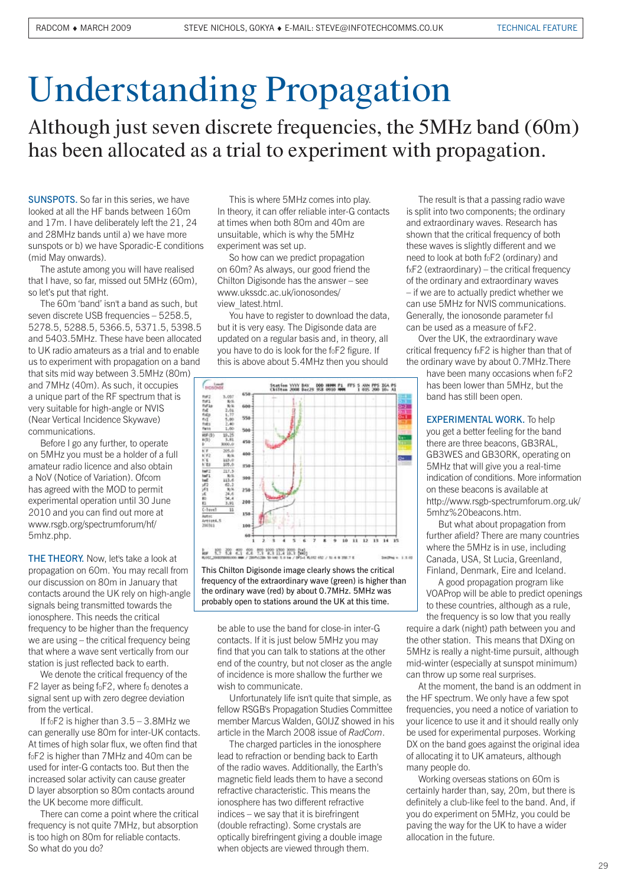# Understanding Propagation

## Although just seven discrete frequencies, the 5MHz band (60m) has been allocated as a trial to experiment with propagation.

**SUNSPOTS.** So far in this series, we have looked at all the HF bands between 160m and 17m. I have deliberately left the 21, 24 and 28MHz bands until a) we have more sunspots or b) we have Sporadic-E conditions (mid May onwards).

The astute among you will have realised that I have, so far, missed out 5MHz (60m), so let's put that right.

The 60m 'band' isn't a band as such, but seven discrete USB frequencies – 5258.5, 5278.5, 5288.5, 5366.5, 5371.5, 5398.5 and 5403.5MHz. These have been allocated to UK radio amateurs as a trial and to enable us to experiment with propagation on a band that sits mid way between 3.5MHz (80m) and 7MHz (40m). As such, it occupies a unique part of the RF spectrum that is very suitable for high-angle or NVIS (Near Vertical Incidence Skywave) communications.

Before I go any further, to operate on 5MHz you must be a holder of a full amateur radio licence and also obtain a NoV (Notice of Variation). Ofcom has agreed with the MOD to permit experimental operation until 30 June 2010 and you can find out more at www.rsgb.org/spectrumforum/hf/5mhz.php.

**THE THEORY.** Now, let's take a look at propagation on 60m. You may recall from our discussion on 80m in January that contacts around the UK rely on high-angle signals being transmitted towards the ionosphere. This needs the critical frequency to be higher than the frequency we are using – the critical frequency being that where a wave sent vertically from our station is just reflected back to earth.

We denote the critical frequency of the F2 layer as being $f_0F2$, where $f_0$ denotes a signal sent up with zero degree deviation from the vertical.

If $f_0F2$ is higher than 3.5 – 3.8MHz we can generally use 80m for inter-UK contacts. At times of high solar flux, we often find that $f_0F2$ is higher than 7MHz and 40m can be used for inter-G contacts too. But then the increased solar activity can cause greater D layer absorption so 80m contacts around the UK become more difficult.

There can come a point where the critical frequency is not quite 7MHz, but absorption is too high on 80m for reliable contacts. So what do you do?

This is where 5MHz comes into play. In theory, it can offer reliable inter-G contacts at times when both 80m and 40m are unsuitable, which is why the 5MHz experiment was set up.

So how can we predict propagation on 60m? As always, our good friend the Chilton Digisonde has the answer – see www.ukssdc.ac.uk/ionosondes/view_latest.html.

You have to register to download the data, but it is very easy. The Digisonde data are updated on a regular basis and, in theory, all you have to do is look for the $f_0F2$ figure. If this is above about 5.4MHz then you should be able to use the band for close-in inter-G contacts. If it is just below 5MHz you may find that you can talk to stations at the other end of the country, but not closer as the angle of incidence is more shallow the further we wish to communicate.

This Chilton Digisonde image clearly shows the critical frequency of the extraordinary wave (green) is higher than the ordinary wave (red) by about 0.7MHz. 5MHz was probably open to stations around the UK at this time.

Unfortunately life isn't quite that simple, as fellow RSGB's Propagation Studies Committee member Marcus Walden, G0IJZ showed in his article in the March 2008 issue of *RadCom*.

The charged particles in the ionosphere lead to refraction or bending back to Earth of the radio waves. Additionally, the Earth's magnetic field leads them to have a second refractive characteristic. This means the ionosphere has two different refractive indices – we say that it is birefringent (double refracting). Some crystals are optically birefringent giving a double image when objects are viewed through them.

The result is that a passing radio wave is split into two components; the ordinary and extraordinary waves. Research has shown that the critical frequency of both these waves is slightly different and we need to look at both $f_0F2$ (ordinary) and $f_xF2$ (extraordinary) – the critical frequency of the ordinary and extraordinary waves – if we are to actually predict whether we can use 5MHz for NVIS communications. Generally, the ionosonde parameter fxI can be used as a measure of $f_xF2$.

Over the UK, the extraordinary wave critical frequency $f_xF2$ is higher than that of the ordinary wave by about 0.7MHz. There have been many occasions when $f_0F2$ has been lower than 5MHz, but the band has still been open.

**EXPERIMENTAL WORK.** To help you get a better feeling for the band there are three beacons, GB3RAL, GB3WES and GB3ORK, operating on 5MHz that will give you a real-time indication of conditions. More information on these beacons is available at http://www.rsgb-spectrumforum.org.uk/5mhz%20beacons.htm.

But what about propagation from further afield? There are many countries where the 5MHz is in use, including Canada, USA, St Lucia, Greenland, Finland, Denmark, Eire and Iceland.

A good propagation program like VOAProp will be able to predict openings to these countries, although as a rule, the frequency is so low that you really require a dark (night) path between you and the other station. This means that DXing on 5MHz is really a night-time pursuit, although mid-winter (especially at sunspot minimum) can throw up some real surprises.

At the moment, the band is an oddment in the HF spectrum. We only have a few spot frequencies, you need a notice of variation to your licence to use it and it should really only be used for experimental purposes. Working DX on the band goes against the original idea of allocating it to UK amateurs, although many people do.

Working overseas stations on 60m is certainly harder than, say, 20m, but there is definitely a club-like feel to the band. And, if you do experiment on 5MHz, you could be paving the way for the UK to have a wider allocation in the future.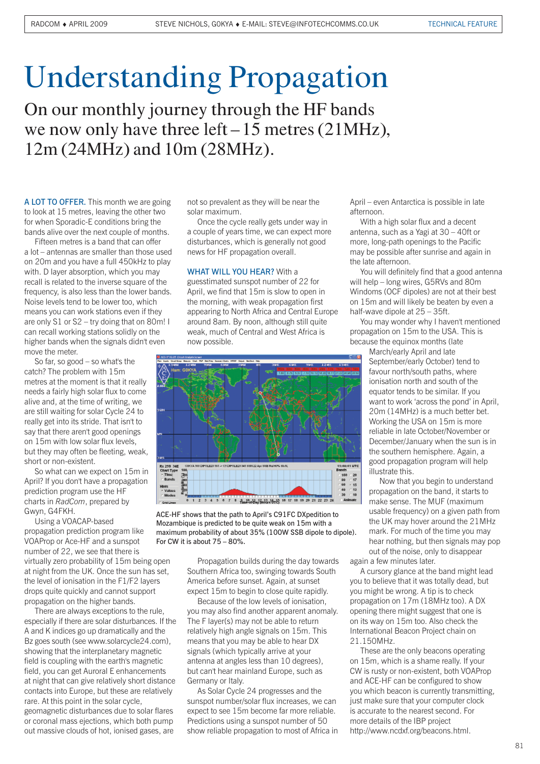# Understanding Propagation

## On our monthly journey through the HF bands we now only have three left – 15 metres (21MHz), 12m (24MHz) and 10m (28MHz).

**A LOT TO OFFER.** This month we are going to look at 15 metres, leaving the other two for when Sporadic-E conditions bring the bands alive over the next couple of months.

Fifteen metres is a band that can offer a lot – antennas are smaller than those used on 20m and you have a full 450kHz to play with. D layer absorption, which you may recall is related to the inverse square of the frequency, is also less than the lower bands. Noise levels tend to be lower too, which means you can work stations even if they are only S1 or S2 – try doing that on 80m! I can recall working stations solidly on the higher bands when the signals didn't even move the meter.

So far, so good – so what's the catch? The problem with 15m metres at the moment is that it really needs a fairly high solar flux to come alive and, at the time of writing, we are still waiting for solar Cycle 24 to really get into its stride. That isn't to say that there aren't good openings on 15m with low solar flux levels, but they may often be fleeting, weak, short or non-existent.

So what can we expect on 15m in April? If you don't have a propagation prediction program use the HF charts in *RadCom*, prepared by Gwyn, G4FKH.

Using a VOACAP-based propagation prediction program like VOAProp or Ace-HF and a sunspot number of 22, we see that there is virtually zero probability of 15m being open at night from the UK. Once the sun has set, the level of ionisation in the F1/F2 layers drops quite quickly and cannot support propagation on the higher bands.

There are always exceptions to the rule, especially if there are solar disturbances. If the A and K indices go up dramatically and the Bz goes south (see www.solarcycle24.com), showing that the interplanetary magnetic field is coupling with the earth's magnetic field, you can get Auroral E enhancements at night that can give relatively short distance contacts into Europe, but these are relatively rare. At this point in the solar cycle, geomagnetic disturbances due to solar flares or coronal mass ejections, which both pump out massive clouds of hot, ionised gases, are not so prevalent as they will be near the solar maximum.

Once the cycle really gets under way in a couple of years time, we can expect more disturbances, which is generally not good news for HF propagation overall.

**WHAT WILL YOU HEAR?** With a guesstimated sunspot number of 22 for April, we find that 15m is slow to open in the morning, with weak propagation first appearing to North Africa and Central Europe around 8am. By noon, although still quite weak, much of Central and West Africa is now possible.

ACE-HF shows that the path to April's C91FC DXpedition to Mozambique is predicted to be quite weak on 15m with a maximum probability of about 35% (100W SSB dipole to dipole). For CW it is about 75 – 80%.

Propagation builds during the day towards Southern Africa too, swinging towards South America before sunset. Again, at sunset expect 15m to begin to close quite rapidly.

Because of the low levels of ionisation, you may also find another apparent anomaly. The F layer(s) may not be able to return relatively high angle signals on 15m. This means that you may be able to hear DX signals (which typically arrive at your antenna at angles less than 10 degrees), but can't hear mainland Europe, such as Germany or Italy.

As Solar Cycle 24 progresses and the sunspot number/solar flux increases, we can expect to see 15m become far more reliable. Predictions using a sunspot number of 50 show reliable propagation to most of Africa in April – even Antarctica is possible in late afternoon.

With a high solar flux and a decent antenna, such as a Yagi at 30 – 40ft or more, long-path openings to the Pacific may be possible after sunrise and again in the late afternoon.

You will definitely find that a good antenna will help – long wires, G5RVs and 80m Windoms (OCF dipoles) are not at their best on 15m and will likely be beaten by even a half-wave dipole at 25 – 35ft.

You may wonder why I haven't mentioned propagation on 15m to the USA. This is because the equinox months (late March/early April and late September/early October) tend to favour north/south paths, where ionisation north and south of the equator tends to be similar. If you want to work 'across the pond' in April, 20m (14MHz) is a much better bet. Working the USA on 15m is more reliable in late October/November or December/January when the sun is in the southern hemisphere. Again, a good propagation program will help illustrate this.

Now that you begin to understand propagation on the band, it starts to make sense. The MUF (maximum usable frequency) on a given path from the UK may hover around the 21MHz mark. For much of the time you may hear nothing, but then signals may pop out of the noise, only to disappear again a few minutes later.

A cursory glance at the band might lead you to believe that it was totally dead, but you might be wrong. A tip is to check propagation on 17m (18MHz too). A DX opening there might suggest that one is on its way on 15m too. Also check the International Beacon Project chain on 21.150MHz.

These are the only beacons operating on 15m, which is a shame really. If your CW is rusty or non-existent, both VOAProp and ACE-HF can be configured to show you which beacon is currently transmitting, just make sure that your computer clock is accurate to the nearest second. For more details of the IBP project http://www.ncdxf.org/beacons.html.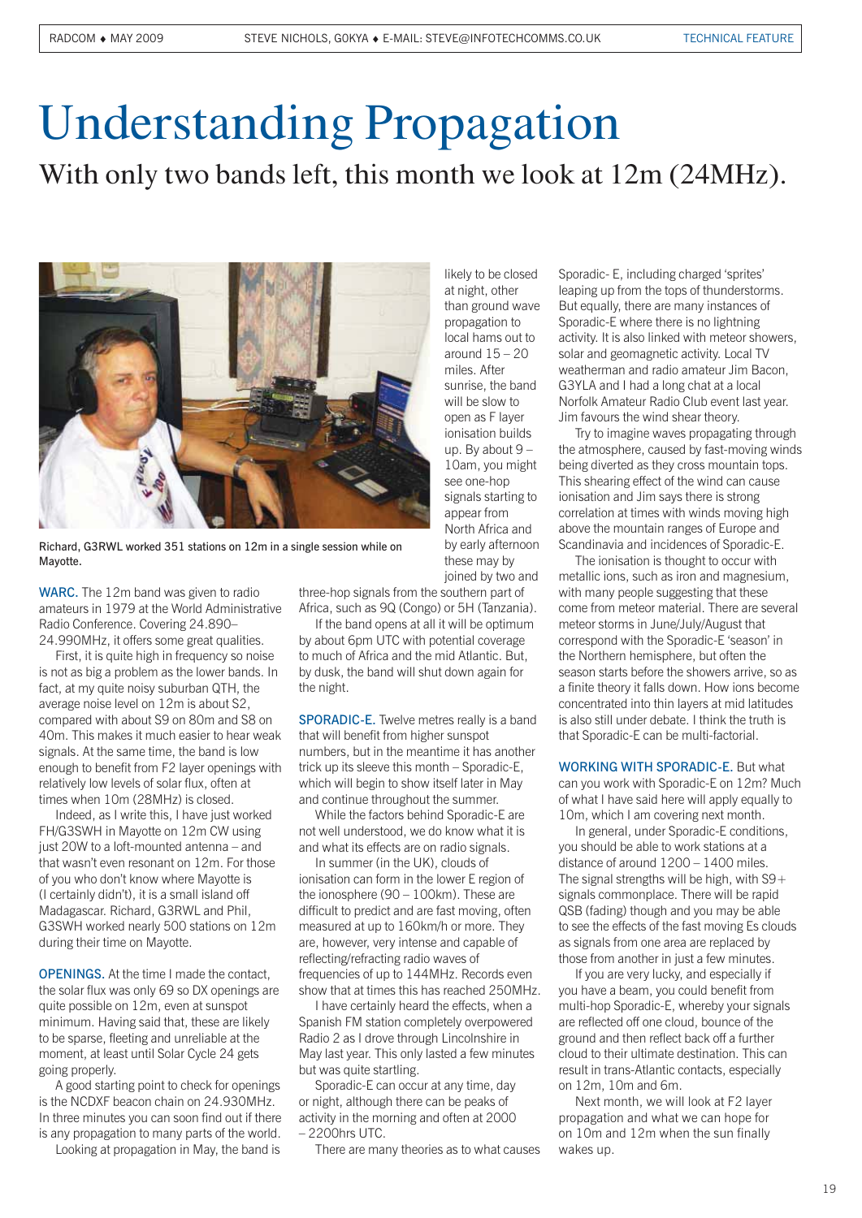# Understanding Propagation

## With only two bands left, this month we look at 12m (24MHz).

Richard, G3RWL worked 351 stations on 12m in a single session while on Mayotte.

**WARC.** The 12m band was given to radio amateurs in 1979 at the World Administrative Radio Conference. Covering 24.890–24.990MHz, it offers some great qualities.

First, it is quite high in frequency so noise is not as big a problem as the lower bands. In fact, at my quite noisy suburban QTH, the average noise level on 12m is about S2, compared with about S9 on 80m and S8 on 40m. This makes it much easier to hear weak signals. At the same time, the band is low enough to benefit from F2 layer openings with relatively low levels of solar flux, often at times when 10m (28MHz) is closed.

Indeed, as I write this, I have just worked FH/G3SWH in Mayotte on 12m CW using just 20W to a loft-mounted antenna – and that wasn't even resonant on 12m. For those of you who don't know where Mayotte is (I certainly didn't), it is a small island off Madagascar. Richard, G3RWL and Phil, G3SWH worked nearly 500 stations on 12m during their time on Mayotte.

**OPENINGS.** At the time I made the contact, the solar flux was only 69 so DX openings are quite possible on 12m, even at sunspot minimum. Having said that, these are likely to be sparse, fleeting and unreliable at the moment, at least until Solar Cycle 24 gets going properly.

A good starting point to check for openings is the NCDXF beacon chain on 24.930MHz. In three minutes you can soon find out if there is any propagation to many parts of the world.

Looking at propagation in May, the band is likely to be closed at night, other than ground wave propagation to local hams out to around 15 – 20 miles. After sunrise, the band will be slow to open as F layer ionisation builds up. By about 9 – 10am, you might see one-hop signals starting to appear from North Africa and by early afternoon these may by joined by two and three-hop signals from the southern part of Africa, such as 9Q (Congo) or 5H (Tanzania).

If the band opens at all it will be optimum by about 6pm UTC with potential coverage to much of Africa and the mid Atlantic. But, by dusk, the band will shut down again for the night.

**SPORADIC-E.** Twelve metres really is a band that will benefit from higher sunspot numbers, but in the meantime it has another trick up its sleeve this month – Sporadic-E, which will begin to show itself later in May and continue throughout the summer.

While the factors behind Sporadic-E are not well understood, we do know what it is and what its effects are on radio signals.

In summer (in the UK), clouds of ionisation can form in the lower E region of the ionosphere (90 – 100km). These are difficult to predict and are fast moving, often measured at up to 160km/h or more. They are, however, very intense and capable of reflecting/refracting radio waves of frequencies of up to 144MHz. Records even show that at times this has reached 250MHz.

I have certainly heard the effects, when a Spanish FM station completely overpowered Radio 2 as I drove through Lincolnshire in May last year. This only lasted a few minutes but was quite startling.

Sporadic-E can occur at any time, day or night, although there can be peaks of activity in the morning and often at 2000 – 2200hrs UTC.

There are many theories as to what causes Sporadic- E, including charged 'sprites' leaping up from the tops of thunderstorms. But equally, there are many instances of Sporadic-E where there is no lightning activity. It is also linked with meteor showers, solar and geomagnetic activity. Local TV weatherman and radio amateur Jim Bacon, G3YLA and I had a long chat at a local Norfolk Amateur Radio Club event last year. Jim favours the wind shear theory.

Try to imagine waves propagating through the atmosphere, caused by fast-moving winds being diverted as they cross mountain tops. This shearing effect of the wind can cause ionisation and Jim says there is strong correlation at times with winds moving high above the mountain ranges of Europe and Scandinavia and incidences of Sporadic-E.

The ionisation is thought to occur with metallic ions, such as iron and magnesium, with many people suggesting that these come from meteor material. There are several meteor storms in June/July/August that correspond with the Sporadic-E 'season' in the Northern hemisphere, but often the season starts before the showers arrive, so as a finite theory it falls down. How ions become concentrated into thin layers at mid latitudes is also still under debate. I think the truth is that Sporadic-E can be multi-factorial.

**WORKING WITH SPORADIC-E.** But what can you work with Sporadic-E on 12m? Much of what I have said here will apply equally to 10m, which I am covering next month.

In general, under Sporadic-E conditions, you should be able to work stations at a distance of around 1200 – 1400 miles. The signal strengths will be high, with S9+ signals commonplace. There will be rapid QSB (fading) though and you may be able to see the effects of the fast moving Es clouds as signals from one area are replaced by those from another in just a few minutes.

If you are very lucky, and especially if you have a beam, you could benefit from multi-hop Sporadic-E, whereby your signals are reflected off one cloud, bounce of the ground and then reflect back off a further cloud to their ultimate destination. This can result in trans-Atlantic contacts, especially on 12m, 10m and 6m.

Next month, we will look at F2 layer propagation and what we can hope for on 10m and 12m when the sun finally wakes up.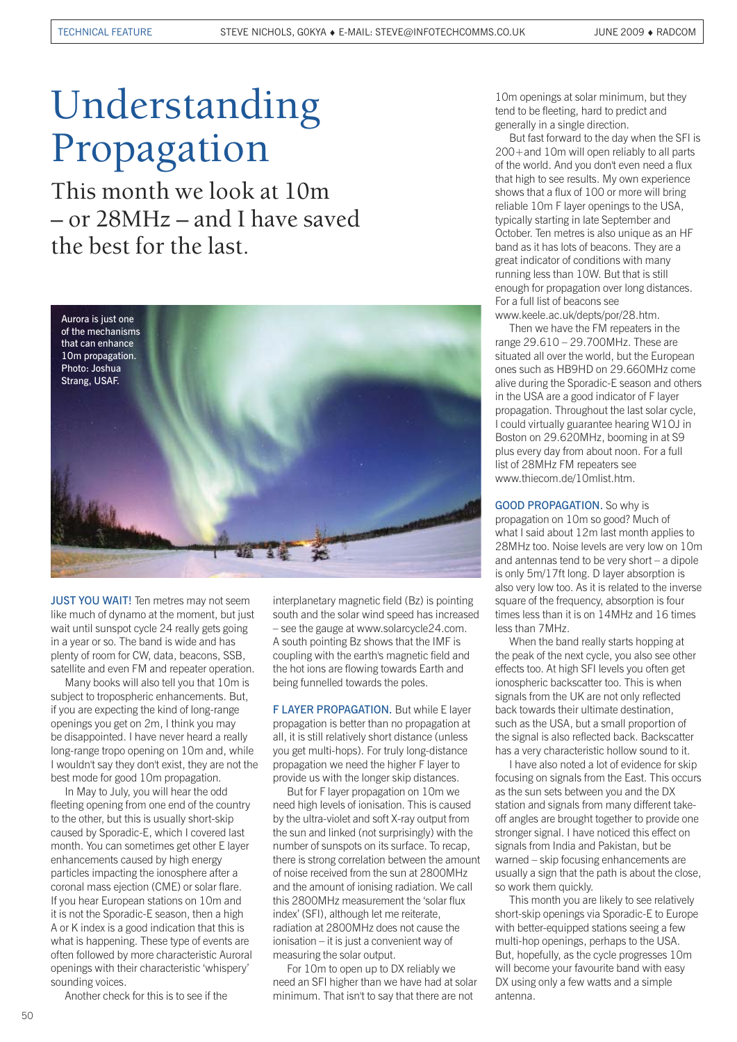# Understanding Propagation

## This month we look at 10m – or 28MHz – and I have saved the best for the last.

Aurora is just one of the mechanisms that can enhance 10m propagation. Photo: Joshua Strang, USAF.

**JUST YOU WAIT!** Ten metres may not seem like much of dynamo at the moment, but just wait until sunspot cycle 24 really gets going in a year or so. The band is wide and has plenty of room for CW, data, beacons, SSB, satellite and even FM and repeater operation.

Many books will also tell you that 10m is subject to tropospheric enhancements. But, if you are expecting the kind of long-range openings you get on 2m, I think you may be disappointed. I have never heard a really long-range tropo opening on 10m and, while I wouldn't say they don't exist, they are not the best mode for good 10m propagation.

In May to July, you will hear the odd fleeting opening from one end of the country to the other, but this is usually short-skip caused by Sporadic-E, which I covered last month. You can sometimes get other E layer enhancements caused by high energy particles impacting the ionosphere after a coronal mass ejection (CME) or solar flare. If you hear European stations on 10m and it is not the Sporadic-E season, then a high A or K index is a good indication that this is what is happening. These type of events are often followed by more characteristic Auroral openings with their characteristic 'whispery' sounding voices.

Another check for this is to see if the interplanetary magnetic field (Bz) is pointing south and the solar wind speed has increased – see the gauge at www.solarcycle24.com. A south pointing Bz shows that the IMF is coupling with the earth's magnetic field and the hot ions are flowing towards Earth and being funnelled towards the poles.

**F LAYER PROPAGATION.** But while E layer propagation is better than no propagation at all, it is still relatively short distance (unless you get multi-hops). For truly long-distance propagation we need the higher F layer to provide us with the longer skip distances.

But for F layer propagation on 10m we need high levels of ionisation. This is caused by the ultra-violet and soft X-ray output from the sun and linked (not surprisingly) with the number of sunspots on its surface. To recap, there is strong correlation between the amount of noise received from the sun at 2800MHz and the amount of ionising radiation. We call this 2800MHz measurement the 'solar flux index' (SFI), although let me reiterate, radiation at 2800MHz does not cause the ionisation – it is just a convenient way of measuring the solar output.

For 10m to open up to DX reliably we need an SFI higher than we have had at solar minimum. That isn't to say that there are not 10m openings at solar minimum, but they tend to be fleeting, hard to predict and generally in a single direction.

But fast forward to the day when the SFI is 200+ and 10m will open reliably to all parts of the world. And you don't even need a flux that high to see results. My own experience shows that a flux of 100 or more will bring reliable 10m F layer openings to the USA, typically starting in late September and October. Ten metres is also unique as an HF band as it has lots of beacons. They are a great indicator of conditions with many running less than 10W. But that is still enough for propagation over long distances. For a full list of beacons see www.keele.ac.uk/depts/por/28.htm.

Then we have the FM repeaters in the range 29.610 – 29.700MHz. These are situated all over the world, but the European ones such as HB9HD on 29.660MHz come alive during the Sporadic-E season and others in the USA are a good indicator of F layer propagation. Throughout the last solar cycle, I could virtually guarantee hearing W1OJ in Boston on 29.620MHz, booming in at S9 plus every day from about noon. For a full list of 28MHz FM repeaters see www.thiecom.de/10mlist.htm.

**GOOD PROPAGATION.** So why is propagation on 10m so good? Much of what I said about 12m last month applies to 28MHz too. Noise levels are very low on 10m and antennas tend to be very short – a dipole is only 5m/17ft long. D layer absorption is also very low too. As it is related to the inverse square of the frequency, absorption is four times less than it is on 14MHz and 16 times less than 7MHz.

When the band really starts hopping at the peak of the next cycle, you also see other effects too. At high SFI levels you often get ionospheric backscatter too. This is when signals from the UK are not only reflected back towards their ultimate destination, such as the USA, but a small proportion of the signal is also reflected back. Backscatter has a very characteristic hollow sound to it.

I have also noted a lot of evidence for skip focusing on signals from the East. This occurs as the sun sets between you and the DX station and signals from many different take-off angles are brought together to provide one stronger signal. I have noticed this effect on signals from India and Pakistan, but be warned – skip focusing enhancements are usually a sign that the path is about the close, so work them quickly.

This month you are likely to see relatively short-skip openings via Sporadic-E to Europe with better-equipped stations seeing a few multi-hop openings, perhaps to the USA. But, hopefully, as the cycle progresses 10m will become your favourite band with easy DX using only a few watts and a simple antenna.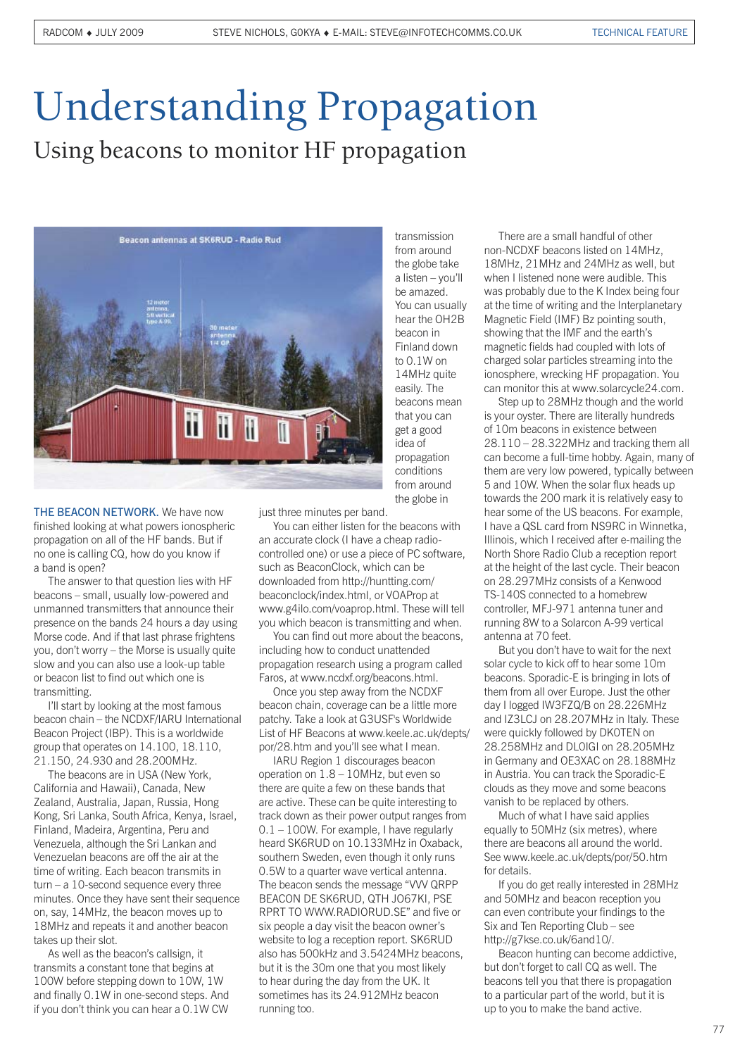# Understanding Propagation

## Using beacons to monitor HF propagation

**THE BEACON NETWORK.** We have now finished looking at what powers ionospheric propagation on all of the HF bands. But if no one is calling CQ, how do you know if a band is open?

The answer to that question lies with HF beacons – small, usually low-powered and unmanned transmitters that announce their presence on the bands 24 hours a day using Morse code. And if that last phrase frightens you, don't worry – the Morse is usually quite slow and you can also use a look-up table or beacon list to find out which one is transmitting.

I'll start by looking at the most famous beacon chain – the NCDXF/IARU International Beacon Project (IBP). This is a worldwide group that operates on 14.100, 18.110, 21.150, 24.930 and 28.200MHz.

The beacons are in USA (New York, California and Hawaii), Canada, New Zealand, Australia, Japan, Russia, Hong Kong, Sri Lanka, South Africa, Kenya, Israel, Finland, Madeira, Argentina, Peru and Venezuela, although the Sri Lankan and Venezuelan beacons are off the air at the time of writing. Each beacon transmits in turn – a 10-second sequence every three minutes. Once they have sent their sequence on, say, 14MHz, the beacon moves up to 18MHz and repeats it and another beacon takes up their slot.

As well as the beacon's callsign, it transmits a constant tone that begins at 100W before stepping down to 10W, 1W and finally 0.1W in one-second steps. And if you don't think you can hear a 0.1W CW transmission from around the globe take a listen – you'll be amazed. You can usually hear the OH2B beacon in Finland down to 0.1W on 14MHz quite easily. The beacons mean that you can get a good idea of propagation conditions from around the globe in just three minutes per band.

You can either listen for the beacons with an accurate clock (I have a cheap radio-controlled one) or use a piece of PC software, such as BeaconClock, which can be downloaded from http://huntting.com/beaconclock/index.html, or VOAProp at www.g4ilo.com/voaprop.html. These will tell you which beacon is transmitting and when.

You can find out more about the beacons, including how to conduct unattended propagation research using a program called Faros, at www.ncdxf.org/beacons.html.

Once you step away from the NCDXF beacon chain, coverage can be a little more patchy. Take a look at G3USF's Worldwide List of HF Beacons at www.keele.ac.uk/depts/por/28.htm and you'll see what I mean.

IARU Region 1 discourages beacon operation on 1.8 – 10MHz, but even so there are quite a few on these bands that are active. These can be quite interesting to track down as their power output ranges from 0.1 – 100W. For example, I have regularly heard SK6RUD on 10.133MHz in Oxaback, southern Sweden, even though it only runs 0.5W to a quarter wave vertical antenna. The beacon sends the message "VVV QRPP BEACON DE SK6RUD, QTH JO67KI, PSE RPRT TO WWW.RADIORUD.SE" and five or six people a day visit the beacon owner's website to log a reception report. SK6RUD also has 500kHz and 3.5424MHz beacons, but it is the 30m one that you most likely to hear during the day from the UK. It sometimes has its 24.912MHz beacon running too.

There are a small handful of other non-NCDXF beacons listed on 14MHz, 18MHz, 21MHz and 24MHz as well, but when I listened none were audible. This was probably due to the K Index being four at the time of writing and the Interplanetary Magnetic Field (IMF) Bz pointing south, showing that the IMF and the earth's magnetic fields had coupled with lots of charged solar particles streaming into the ionosphere, wrecking HF propagation. You can monitor this at www.solarcycle24.com.

Step up to 28MHz though and the world is your oyster. There are literally hundreds of 10m beacons in existence between 28.110 – 28.322MHz and tracking them all can become a full-time hobby. Again, many of them are very low powered, typically between 5 and 10W. When the solar flux heads up towards the 200 mark it is relatively easy to hear some of the US beacons. For example, I have a QSL card from NS9RC in Winnetka, Illinois, which I received after e-mailing the North Shore Radio Club a reception report at the height of the last cycle. Their beacon on 28.297MHz consists of a Kenwood TS-140S connected to a homebrew controller, MFJ-971 antenna tuner and running 8W to a Solarcon A-99 vertical antenna at 70 feet.

But you don't have to wait for the next solar cycle to kick off to hear some 10m beacons. Sporadic-E is bringing in lots of them from all over Europe. Just the other day I logged IW3FZQ/B on 28.226MHz and IZ3LCJ on 28.207MHz in Italy. These were quickly followed by DK0TEN on 28.258MHz and DL0IGI on 28.205MHz in Germany and OE3XAC on 28.188MHz in Austria. You can track the Sporadic-E clouds as they move and some beacons vanish to be replaced by others.

Much of what I have said applies equally to 50MHz (six metres), where there are beacons all around the world. See www.keele.ac.uk/depts/por/50.htm for details.

If you do get really interested in 28MHz and 50MHz and beacon reception you can even contribute your findings to the Six and Ten Reporting Club – see http://g7kse.co.uk/6and10/.

Beacon hunting can become addictive, but don't forget to call CQ as well. The beacons tell you that there is propagation to a particular part of the world, but it is up to you to make the band active.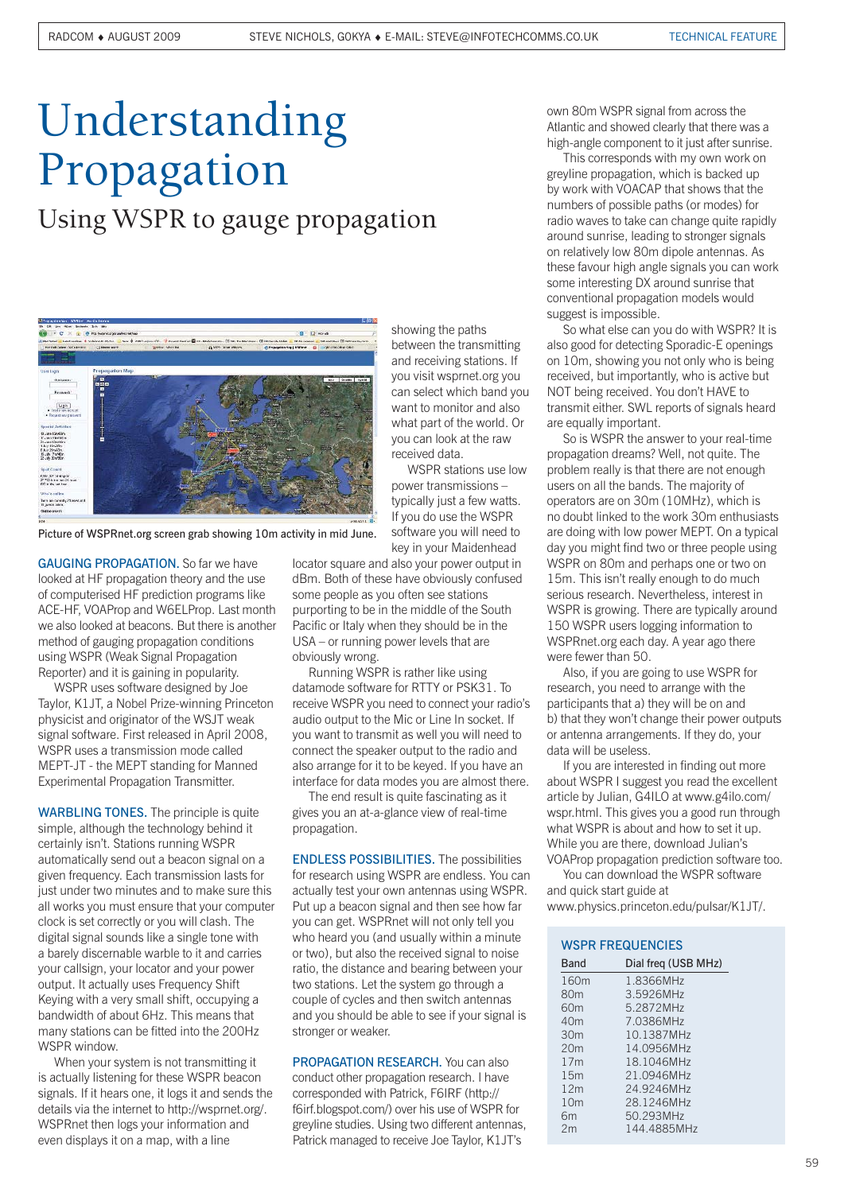# Understanding Propagation

## Using WSPR to gauge propagation

Picture of WSPRnet.org screen grab showing 10m activity in mid June.

**GAUGING PROPAGATION.** So far we have looked at HF propagation theory and the use of computerised HF prediction programs like ACE-HF, VOAProp and W6ELProp. Last month we also looked at beacons. But there is another method of gauging propagation conditions using WSPR (Weak Signal Propagation Reporter) and it is gaining in popularity.

WSPR uses software designed by Joe Taylor, K1JT, a Nobel Prize-winning Princeton physicist and originator of the WSJT weak signal software. First released in April 2008, WSPR uses a transmission mode called MEPT-JT - the MEPT standing for Manned Experimental Propagation Transmitter.

**WARBLING TONES.** The principle is quite simple, although the technology behind it certainly isn't. Stations running WSPR automatically send out a beacon signal on a given frequency. Each transmission lasts for just under two minutes and to make sure this all works you must ensure that your computer clock is set correctly or you will clash. The digital signal sounds like a single tone with a barely discernable warble to it and carries your callsign, your locator and your power output. It actually uses Frequency Shift Keying with a very small shift, occupying a bandwidth of about 6Hz. This means that many stations can be fitted into the 200Hz WSPR window.

When your system is not transmitting it is actually listening for these WSPR beacon signals. If it hears one, it logs it and sends the details via the internet to http://wsprnet.org/. WSPRnet then logs your information and even displays it on a map, with a line showing the paths between the transmitting and receiving stations. If you visit wsprnet.org you can select which band you want to monitor and also what part of the world. Or you can look at the raw received data.

WSPR stations use low power transmissions – typically just a few watts. If you do use the WSPR software you will need to key in your Maidenhead locator square and also your power output in dBm. Both of these have obviously confused some people as you often see stations purporting to be in the middle of the South Pacific or Italy when they should be in the USA – or running power levels that are obviously wrong.

Running WSPR is rather like using datamode software for RTTY or PSK31. To receive WSPR you need to connect your radio's audio output to the Mic or Line In socket. If you want to transmit as well you will need to connect the speaker output to the radio and also arrange for it to be keyed. If you have an interface for data modes you are almost there.

The end result is quite fascinating as it gives you an at-a-glance view of real-time propagation.

**ENDLESS POSSIBILITIES.** The possibilities for research using WSPR are endless. You can actually test your own antennas using WSPR. Put up a beacon signal and then see how far you can get. WSPRnet will not only tell you who heard you (and usually within a minute or two), but also the received signal to noise ratio, the distance and bearing between your two stations. Let the system go through a couple of cycles and then switch antennas and you should be able to see if your signal is stronger or weaker.

**PROPAGATION RESEARCH.** You can also conduct other propagation research. I have corresponded with Patrick, F6IRF (http://f6irf.blogspot.com/) over his use of WSPR for greyline studies. Using two different antennas, Patrick managed to receive Joe Taylor, K1JT's own 80m WSPR signal from across the Atlantic and showed clearly that there was a high-angle component to it just after sunrise.

This corresponds with my own work on greyline propagation, which is backed up by work with VOACAP that shows that the numbers of possible paths (or modes) for radio waves to take can change quite rapidly around sunrise, leading to stronger signals on relatively low 80m dipole antennas. As these favour high angle signals you can work some interesting DX around sunrise that conventional propagation models would suggest is impossible.

So what else can you do with WSPR? It is also good for detecting Sporadic-E openings on 10m, showing you not only who is being received, but importantly, who is active but NOT being received. You don't HAVE to transmit either. SWL reports of signals heard are equally important.

So is WSPR the answer to your real-time propagation dreams? Well, not quite. The problem really is that there are not enough users on all the bands. The majority of operators are on 30m (10MHz), which is no doubt linked to the work 30m enthusiasts are doing with low power MEPT. On a typical day you might find two or three people using WSPR on 80m and perhaps one or two on 15m. This isn't really enough to do much serious research. Nevertheless, interest in WSPR is growing. There are typically around 150 WSPR users logging information to WSPRnet.org each day. A year ago there were fewer than 50.

Also, if you are going to use WSPR for research, you need to arrange with the participants that a) they will be on and b) that they won't change their power outputs or antenna arrangements. If they do, your data will be useless.

If you are interested in finding out more about WSPR I suggest you read the excellent article by Julian, G4ILO at www.g4ilo.com/wspr.html. This gives you a good run through what WSPR is about and how to set it up. While you are there, download Julian's VOAProp propagation prediction software too.

You can download the WSPR software and quick start guide at www.physics.princeton.edu/pulsar/K1JT/.

### WSPR FREQUENCIES

| Band | Dial freq (USB MHz) |
|---|---|
| 160m | 1.8366MHz |
| 80m | 3.5926MHz |
| 60m | 5.2872MHz |
| 40m | 7.0386MHz |
| 30m | 10.1387MHz |
| 20m | 14.0956MHz |
| 17m | 18.1046MHz |
| 15m | 21.0946MHz |
| 12m | 24.9246MHz |
| 10m | 28.1246MHz |
| 6m | 50.293MHz |
| 2m | 144.4885MHz |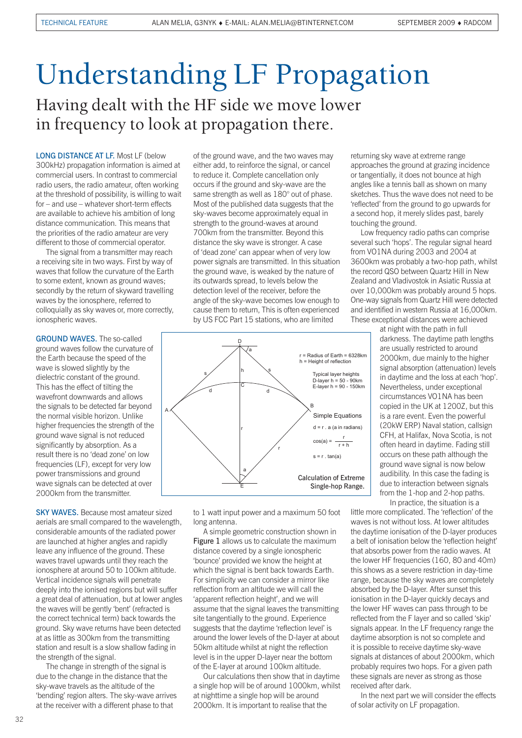# Understanding LF Propagation

## Having dealt with the HF side we move lower in frequency to look at propagation there.

**LONG DISTANCE AT LF.** Most LF (below 300kHz) propagation information is aimed at commercial users. In contrast to commercial radio users, the radio amateur, often working at the threshold of possibility, is willing to wait for – and use – whatever short-term effects are available to achieve his ambition of long distance communication. This means that the priorities of the radio amateur are very different to those of commercial operator.

The signal from a transmitter may reach a receiving site in two ways. First by way of waves that follow the curvature of the Earth to some extent, known as ground waves; secondly by the return of skyward travelling waves by the ionosphere, referred to colloquially as sky waves or, more correctly, ionospheric waves.

**GROUND WAVES.** The so-called ground waves follow the curvature of the Earth because the speed of the wave is slowed slightly by the dielectric constant of the ground. This has the effect of tilting the wavefront downwards and allows the signals to be detected far beyond the normal visible horizon. Unlike higher frequencies the strength of the ground wave signal is not reduced significantly by absorption. As a result there is no 'dead zone' on low frequencies (LF), except for very low power transmissions and ground wave signals can be detected at over 2000km from the transmitter.

**SKY WAVES.** Because most amateur sized aerials are small compared to the wavelength, considerable amounts of the radiated power are launched at higher angles and rapidly leave any influence of the ground. These waves travel upwards until they reach the ionosphere at around 50 to 100km altitude. Vertical incidence signals will penetrate deeply into the ionised regions but will suffer a great deal of attenuation, but at lower angles the waves will be gently 'bent' (refracted is the correct technical term) back towards the ground. Sky wave returns have been detected at as little as 300km from the transmitting station and result is a slow shallow fading in the strength of the signal.

The change in strength of the signal is due to the change in the distance that the sky-wave travels as the altitude of the 'bending' region alters. The sky-wave arrives at the receiver with a different phase to that of the ground wave, and the two waves may either add, to reinforce the signal, or cancel to reduce it. Complete cancellation only occurs if the ground and sky-wave are the same strength as well as 180° out of phase. Most of the published data suggests that the sky-waves become approximately equal in strength to the ground-waves at around 700km from the transmitter. Beyond this distance the sky wave is stronger. A case of 'dead zone' can appear when of very low power signals are transmitted. In this situation the ground wave, is weaked by the nature of its outwards spread, to levels below the detection level of the receiver, before the angle of the sky-wave becomes low enough to cause them to return, This is often experienced by US FCC Part 15 stations, who are limited to 1 watt input power and a maximum 50 foot long antenna.

A simple geometric construction shown in Figure 1 allows us to calculate the maximum distance covered by a single ionospheric 'bounce' provided we know the height at which the signal is bent back towards Earth. For simplicity we can consider a mirror like reflection from an altitude we will call the 'apparent reflection height', and we will assume that the signal leaves the transmitting site tangentially to the ground. Experience suggests that the daytime 'reflection level' is around the lower levels of the D-layer at about 50km altitude whilst at night the reflection level is in the upper D-layer near the bottom of the E-layer at around 100km altitude.

Our calculations then show that in daytime a single hop will be of around 1000km, whilst at nighttime a single hop will be around 2000km. It is important to realise that the returning sky wave at extreme range approaches the ground at grazing incidence or tangentially, it does not bounce at high angles like a tennis ball as shown on many sketches. Thus the wave does not need to be 'reflected' from the ground to go upwards for a second hop, it merely slides past, barely touching the ground.

Low frequency radio paths can comprise several such 'hops'. The regular signal heard from VO1NA during 2003 and 2004 at 3600km was probably a two-hop path, whilst the record QSO between Quartz Hill in New Zealand and Vladivostok in Asiatic Russia at over 10,000km was probably around 5 hops. One-way signals from Quartz Hill were detected and identified in western Russia at 16,000km. These exceptional distances were achieved at night with the path in full darkness. The daytime path lengths are usually restricted to around 2000km, due mainly to the higher signal absorption (attenuation) levels in daytime and the loss at each 'hop'. Nevertheless, under exceptional circumstances VO1NA has been copied in the UK at 1200Z, but this is a rare event. Even the powerful (20kW ERP) Naval station, callsign CFH, at Halifax, Nova Scotia, is not often heard in daytime. Fading still occurs on these path although the ground wave signal is now below audibility. In this case the fading is due to interaction between signals from the 1-hop and 2-hop paths.

In practice, the situation is a little more complicated. The 'reflection' of the waves is not without loss. At lower altitudes the daytime ionisation of the D-layer produces a belt of ionisation below the 'reflection height' that absorbs power from the radio waves. At the lower HF frequencies (160, 80 and 40m) this shows as a severe restriction in day-time range, because the sky waves are completely absorbed by the D-layer. After sunset this ionisation in the D-layer quickly decays and the lower HF waves can pass through to be reflected from the F layer and so called 'skip' signals appear. In the LF frequency range the daytime absorption is not so complete and it is possible to receive daytime sky-wave signals at distances of about 2000km, which probably requires two hops. For a given path these signals are never as strong as those received after dark.

In the next part we will consider the effects of solar activity on LF propagation.

---

r = Radius of Earth = 6328km
h = Height of reflection

Typical layer heights
D-layer h = 50 - 90km
E-layer h = 90 - 150km

Simple Equations

$d = r \cdot a$ (a in radians)

$\cos(a) = \frac{r}{r + h}$

$s = r \cdot \tan(a)$

Calculation of Extreme Single-hop Range.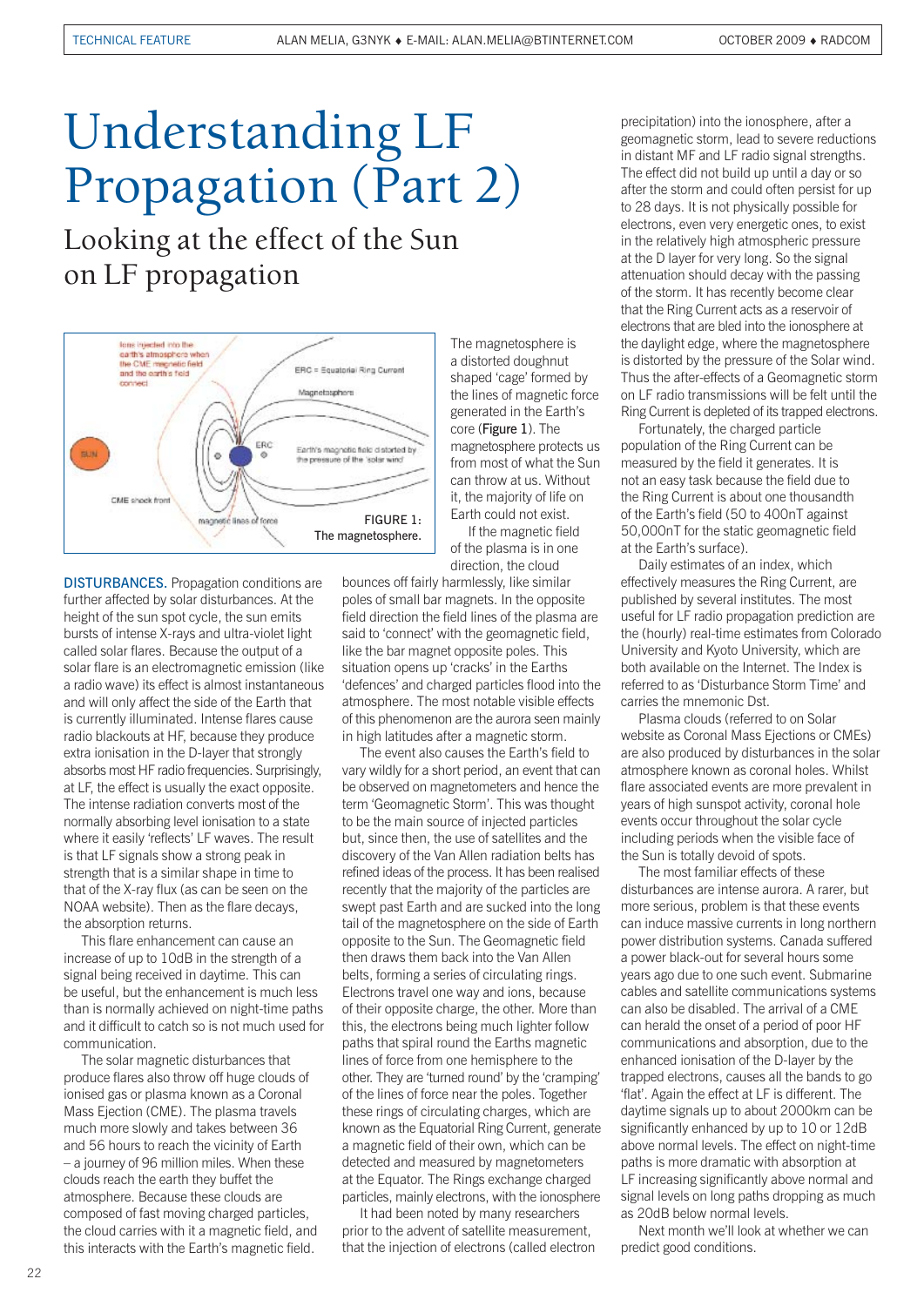# Understanding LF Propagation (Part 2)

## Looking at the effect of the Sun on LF propagation

FIGURE 1: The magnetosphere.

The magnetosphere is a distorted doughnut shaped 'cage' formed by the lines of magnetic force generated in the Earth's core (Figure 1). The magnetosphere protects us from most of what the Sun can throw at us. Without it, the majority of life on Earth could not exist.

If the magnetic field of the plasma is in one direction, the cloud bounces off fairly harmlessly, like similar poles of small bar magnets. In the opposite field direction the field lines of the plasma are said to 'connect' with the geomagnetic field, like the bar magnet opposite poles. This situation opens up 'cracks' in the Earths 'defences' and charged particles flood into the atmosphere. The most notable visible effects of this phenomenon are the aurora seen mainly in high latitudes after a magnetic storm.

The event also causes the Earth's field to vary wildly for a short period, an event that can be observed on magnetometers and hence the term 'Geomagnetic Storm'. This was thought to be the main source of injected particles but, since then, the use of satellites and the discovery of the Van Allen radiation belts has refined ideas of the process. It has been realised recently that the majority of the particles are swept past Earth and are sucked into the long tail of the magnetosphere on the side of Earth opposite to the Sun. The Geomagnetic field then draws them back into the Van Allen belts, forming a series of circulating rings. Electrons travel one way and ions, because of their opposite charge, the other. More than this, the electrons being much lighter follow paths that spiral round the Earths magnetic lines of force from one hemisphere to the other. They are 'turned round' by the 'cramping' of the lines of force near the poles. Together these rings of circulating charges, which are known as the Equatorial Ring Current, generate a magnetic field of their own, which can be detected and measured by magnetometers at the Equator. The Rings exchange charged particles, mainly electrons, with the ionosphere

It had been noted by many researchers prior to the advent of satellite measurement, that the injection of electrons (called electron precipitation) into the ionosphere, after a geomagnetic storm, lead to severe reductions in distant MF and LF radio signal strengths. The effect did not build up until a day or so after the storm and could often persist for up to 28 days. It is not physically possible for electrons, even very energetic ones, to exist in the relatively high atmospheric pressure at the D layer for very long. So the signal attenuation should decay with the passing of the storm. It has recently become clear that the Ring Current acts as a reservoir of electrons that are bled into the ionosphere at the daylight edge, where the magnetosphere is distorted by the pressure of the Solar wind. Thus the after-effects of a Geomagnetic storm on LF radio transmissions will be felt until the Ring Current is depleted of its trapped electrons.

Fortunately, the charged particle population of the Ring Current can be measured by the field it generates. It is not an easy task because the field due to the Ring Current is about one thousandth of the Earth's field (50 to 400nT against 50,000nT for the static geomagnetic field at the Earth's surface).

Daily estimates of an index, which effectively measures the Ring Current, are published by several institutes. The most useful for LF radio propagation prediction are the (hourly) real-time estimates from Colorado University and Kyoto University, which are both available on the Internet. The Index is referred to as 'Disturbance Storm Time' and carries the mnemonic Dst.

Plasma clouds (referred to on Solar website as Coronal Mass Ejections or CMEs) are also produced by disturbances in the solar atmosphere known as coronal holes. Whilst flare associated events are more prevalent in years of high sunspot activity, coronal hole events occur throughout the solar cycle including periods when the visible face of the Sun is totally devoid of spots.

The most familiar effects of these disturbances are intense aurora. A rarer, but more serious, problem is that these events can induce massive currents in long northern power distribution systems. Canada suffered a power black-out for several hours some years ago due to one such event. Submarine cables and satellite communications systems can also be disabled. The arrival of a CME can herald the onset of a period of poor HF communications and absorption, due to the enhanced ionisation of the D-layer by the trapped electrons, causes all the bands to go 'flat'. Again the effect at LF is different. The daytime signals up to about 2000km can be significantly enhanced by up to 10 or 12dB above normal levels. The effect on night-time paths is more dramatic with absorption at LF increasing significantly above normal and signal levels on long paths dropping as much as 20dB below normal levels.

Next month we'll look at whether we can predict good conditions.

**DISTURBANCES.** Propagation conditions are further affected by solar disturbances. At the height of the sun spot cycle, the sun emits bursts of intense X-rays and ultra-violet light called solar flares. Because the output of a solar flare is an electromagnetic emission (like a radio wave) its effect is almost instantaneous and will only affect the side of the Earth that is currently illuminated. Intense flares cause radio blackouts at HF, because they produce extra ionisation in the D-layer that strongly absorbs most HF radio frequencies. Surprisingly, at LF, the effect is usually the exact opposite. The intense radiation converts most of the normally absorbing level ionisation to a state where it easily 'reflects' LF waves. The result is that LF signals show a strong peak in strength that is a similar shape in time to that of the X-ray flux (as can be seen on the NOAA website). Then as the flare decays, the absorption returns.

This flare enhancement can cause an increase of up to 10dB in the strength of a signal being received in daytime. This can be useful, but the enhancement is much less than is normally achieved on night-time paths and it difficult to catch so is not much used for communication.

The solar magnetic disturbances that produce flares also throw off huge clouds of ionised gas or plasma known as a Coronal Mass Ejection (CME). The plasma travels much more slowly and takes between 36 and 56 hours to reach the vicinity of Earth – a journey of 96 million miles. When these clouds reach the earth they buffet the atmosphere. Because these clouds are composed of fast moving charged particles, the cloud carries with it a magnetic field, and this interacts with the Earth's magnetic field.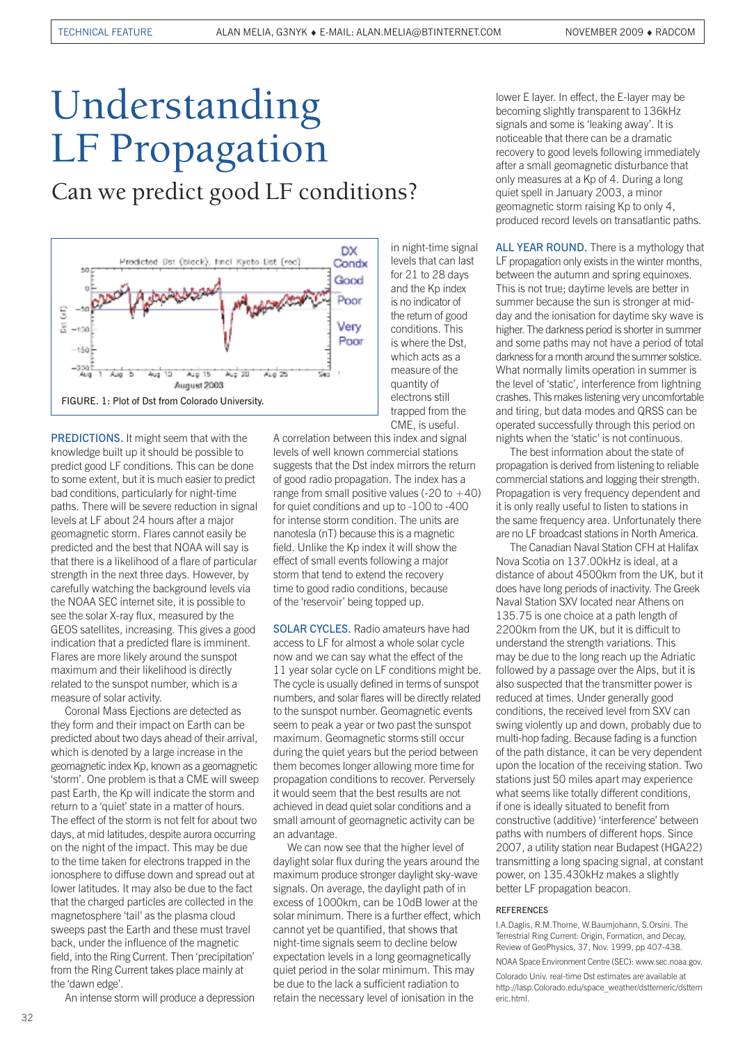# Understanding LF Propagation

## Can we predict good LF conditions?

Predicted Dst (black), final Kyoto Dst (red)

DX Condx

Good

Poor

Very Poor

Dst (nT)

50

0

−50

−100

−150

−200

Aug 1 Aug 5 Aug 10 Aug 15 Aug 20 Aug 25 Sep 1

August 2003

FIGURE. 1: Plot of Dst from Colorado University.

**PREDICTIONS.** It might seem that with the knowledge built up it should be possible to predict good LF conditions. This can be done to some extent, but it is much easier to predict bad conditions, particularly for night-time paths. There will be severe reduction in signal levels at LF about 24 hours after a major geomagnetic storm. Flares cannot easily be predicted and the best that NOAA will say is that there is a likelihood of a flare of particular strength in the next three days. However, by carefully watching the background levels via the NOAA SEC internet site, it is possible to see the solar X-ray flux, measured by the GEOS satellites, increasing. This gives a good indication that a predicted flare is imminent. Flares are more likely around the sunspot maximum and their likelihood is directly related to the sunspot number, which is a measure of solar activity.

Coronal Mass Ejections are detected as they form and their impact on Earth can be predicted about two days ahead of their arrival, which is denoted by a large increase in the geomagnetic index Kp, known as a geomagnetic 'storm'. One problem is that a CME will sweep past Earth, the Kp will indicate the storm and return to a 'quiet' state in a matter of hours. The effect of the storm is not felt for about two days, at mid latitudes, despite aurora occurring on the night of the impact. This may be due to the time taken for electrons trapped in the ionosphere to diffuse down and spread out at lower latitudes. It may also be due to the fact that the charged particles are collected in the magnetosphere 'tail' as the plasma cloud sweeps past the Earth and these must travel back, under the influence of the magnetic field, into the Ring Current. Then 'precipitation' from the Ring Current takes place mainly at the 'dawn edge'.

An intense storm will produce a depression in night-time signal levels that can last for 21 to 28 days and the Kp index is no indicator of the return of good conditions. This is where the Dst, which acts as a measure of the quantity of electrons still trapped from the CME, is useful. A correlation between this index and signal levels of well known commercial stations suggests that the Dst index mirrors the return of good radio propagation. The index has a range from small positive values (-20 to +40) for quiet conditions and up to -100 to -400 for intense storm condition. The units are nanotesla (nT) because this is a magnetic field. Unlike the Kp index it will show the effect of small events following a major storm that tend to extend the recovery time to good radio conditions, because of the 'reservoir' being topped up.

**SOLAR CYCLES.** Radio amateurs have had access to LF for almost a whole solar cycle now and we can say what the effect of the 11 year solar cycle on LF conditions might be. The cycle is usually defined in terms of sunspot numbers, and solar flares will be directly related to the sunspot number. Geomagnetic events seem to peak a year or two past the sunspot maximum. Geomagnetic storms still occur during the quiet years but the period between them becomes longer allowing more time for propagation conditions to recover. Perversely it would seem that the best results are not achieved in dead quiet solar conditions and a small amount of geomagnetic activity can be an advantage.

We can now see that the higher level of daylight solar flux during the years around the maximum produce stronger daylight sky-wave signals. On average, the daylight path of in excess of 1000km, can be 10dB lower at the solar minimum. There is a further effect, which cannot yet be quantified, that shows that night-time signals seem to decline below expectation levels in a long geomagnetically quiet period in the solar minimum. This may be due to the lack a sufficient radiation to retain the necessary level of ionisation in the lower E layer. In effect, the E-layer may be becoming slightly transparent to 136kHz signals and some is 'leaking away'. It is noticeable that there can be a dramatic recovery to good levels following immediately after a small geomagnetic disturbance that only measures at a Kp of 4. During a long quiet spell in January 2003, a minor geomagnetic storm raising Kp to only 4, produced record levels on transatlantic paths.

**ALL YEAR ROUND.** There is a mythology that LF propagation only exists in the winter months, between the autumn and spring equinoxes. This is not true; daytime levels are better in summer because the sun is stronger at mid-day and the ionisation for daytime sky wave is higher. The darkness period is shorter in summer and some paths may not have a period of total darkness for a month around the summer solstice. What normally limits operation in summer is the level of 'static', interference from lightning crashes. This makes listening very uncomfortable and tiring, but data modes and QRSS can be operated successfully through this period on nights when the 'static' is not continuous.

The best information about the state of propagation is derived from listening to reliable commercial stations and logging their strength. Propagation is very frequency dependent and it is only really useful to listen to stations in the same frequency area. Unfortunately there are no LF broadcast stations in North America.

The Canadian Naval Station CFH at Halifax Nova Scotia on 137.00kHz is ideal, at a distance of about 4500km from the UK, but it does have long periods of inactivity. The Greek Naval Station SXV located near Athens on 135.75 is one choice at a path length of 2200km from the UK, but it is difficult to understand the strength variations. This may be due to the long reach up the Adriatic followed by a passage over the Alps, but it is also suspected that the transmitter power is reduced at times. Under generally good conditions, the received level from SXV can swing violently up and down, probably due to multi-hop fading. Because fading is a function of the path distance, it can be very dependent upon the location of the receiving station. Two stations just 50 miles apart may experience what seems like totally different conditions, if one is ideally situated to benefit from constructive (additive) 'interference' between paths with numbers of different hops. Since 2007, a utility station near Budapest (HGA22) transmitting a long spacing signal, at constant power, on 135.430kHz makes a slightly better LF propagation beacon.

### REFERENCES

I.A.Daglis, R.M.Thorne, W.Baumjohann, S.Orsini. The Terrestrial Ring Current: Origin, Formation, and Decay, Review of GeoPhysics, 37, Nov. 1999, pp 407-438.

NOAA Space Environment Centre (SEC): www.sec.noaa.gov.

Colorado Univ. real-time Dst estimates are available at http://lasp.Colorado.edu/space_weather/dsttemeric/dsttemeric.html.